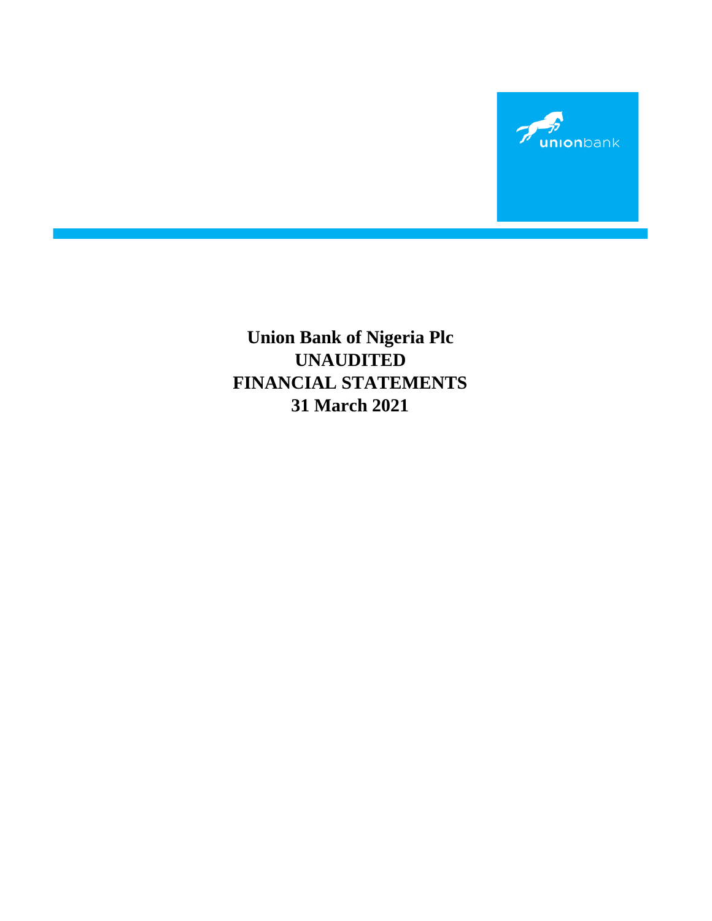unionbank

# Union Bank of Nigeria Plc
# UNAUDITED
# FINANCIAL STATEMENTS
# 31 March 2021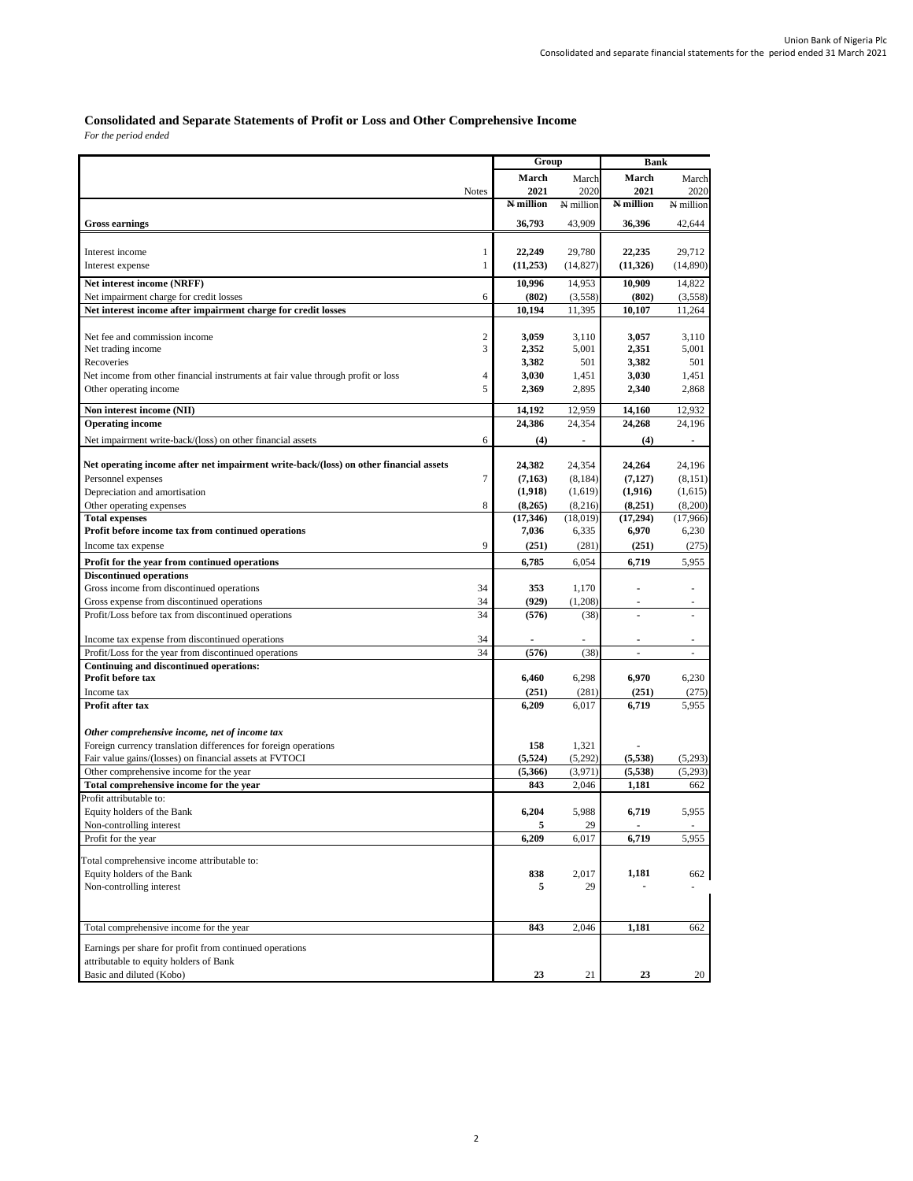## Consolidated and Separate Statements of Profit or Loss and Other Comprehensive Income

*For the period ended*

| | | Group | | Bank | |
|---|---|---|---|---|---|
| | Notes | **March 2021** | March 2020 | **March 2021** | March 2020 |
| | | **₦ million** | ₦ million | **₦ million** | ₦ million |
| **Gross earnings** | | **36,793** | 43,909 | **36,396** | 42,644 |
| Interest income | 1 | **22,249** | 29,780 | **22,235** | 29,712 |
| Interest expense | 1 | **(11,253)** | (14,827) | **(11,326)** | (14,890) |
| **Net interest income (NRFF)** | | **10,996** | 14,953 | **10,909** | 14,822 |
| Net impairment charge for credit losses | 6 | **(802)** | (3,558) | **(802)** | (3,558) |
| **Net interest income after impairment charge for credit losses** | | **10,194** | 11,395 | **10,107** | 11,264 |
| Net fee and commission income | 2 | **3,059** | 3,110 | **3,057** | 3,110 |
| Net trading income | 3 | **2,352** | 5,001 | **2,351** | 5,001 |
| Recoveries | | **3,382** | 501 | **3,382** | 501 |
| Net income from other financial instruments at fair value through profit or loss | 4 | **3,030** | 1,451 | **3,030** | 1,451 |
| Other operating income | 5 | **2,369** | 2,895 | **2,340** | 2,868 |
| **Non interest income (NII)** | | **14,192** | 12,959 | **14,160** | 12,932 |
| **Operating income** | | **24,386** | 24,354 | **24,268** | 24,196 |
| Net impairment write-back/(loss) on other financial assets | 6 | **(4)** | - | **(4)** | - |
| **Net operating income after net impairment write-back/(loss) on other financial assets** | | **24,382** | 24,354 | **24,264** | 24,196 |
| Personnel expenses | 7 | **(7,163)** | (8,184) | **(7,127)** | (8,151) |
| Depreciation and amortisation | | **(1,918)** | (1,619) | **(1,916)** | (1,615) |
| Other operating expenses | 8 | **(8,265)** | (8,216) | **(8,251)** | (8,200) |
| **Total expenses** | | **(17,346)** | (18,019) | **(17,294)** | (17,966) |
| **Profit before income tax from continued operations** | | **7,036** | 6,335 | **6,970** | 6,230 |
| Income tax expense | 9 | **(251)** | (281) | **(251)** | (275) |
| **Profit for the year from continued operations** | | **6,785** | 6,054 | **6,719** | 5,955 |
| **Discontinued operations** | | | | | |
| Gross income from discontinued operations | 34 | **353** | 1,170 | - | - |
| Gross expense from discontinued operations | 34 | **(929)** | (1,208) | - | - |
| Profit/Loss before tax from discontinued operations | 34 | **(576)** | (38) | - | - |
| Income tax expense from discontinued operations | 34 | - | - | - | - |
| Profit/Loss for the year from discontinued operations | 34 | **(576)** | (38) | - | - |
| **Continuing and discontinued operations:** | | | | | |
| **Profit before tax** | | **6,460** | 6,298 | **6,970** | 6,230 |
| Income tax | | **(251)** | (281) | **(251)** | (275) |
| **Profit after tax** | | **6,209** | 6,017 | **6,719** | 5,955 |
| ***Other comprehensive income, net of income tax*** | | | | | |
| Foreign currency translation differences for foreign operations | | **158** | 1,321 | - | |
| Fair value gains/(losses) on financial assets at FVTOCI | | **(5,524)** | (5,292) | **(5,538)** | (5,293) |
| Other comprehensive income for the year | | **(5,366)** | (3,971) | **(5,538)** | (5,293) |
| **Total comprehensive income for the year** | | **843** | 2,046 | **1,181** | 662 |
| Profit attributable to: | | | | | |
| Equity holders of the Bank | | **6,204** | 5,988 | **6,719** | 5,955 |
| Non-controlling interest | | **5** | 29 | - | - |
| Profit for the year | | **6,209** | 6,017 | **6,719** | 5,955 |
| Total comprehensive income attributable to: | | | | | |
| Equity holders of the Bank | | **838** | 2,017 | **1,181** | 662 |
| Non-controlling interest | | **5** | 29 | - | - |
| Total comprehensive income for the year | | **843** | 2,046 | **1,181** | 662 |
| Earnings per share for profit from continued operations attributable to equity holders of Bank | | | | | |
| Basic and diluted (Kobo) | | **23** | 21 | **23** | 20 |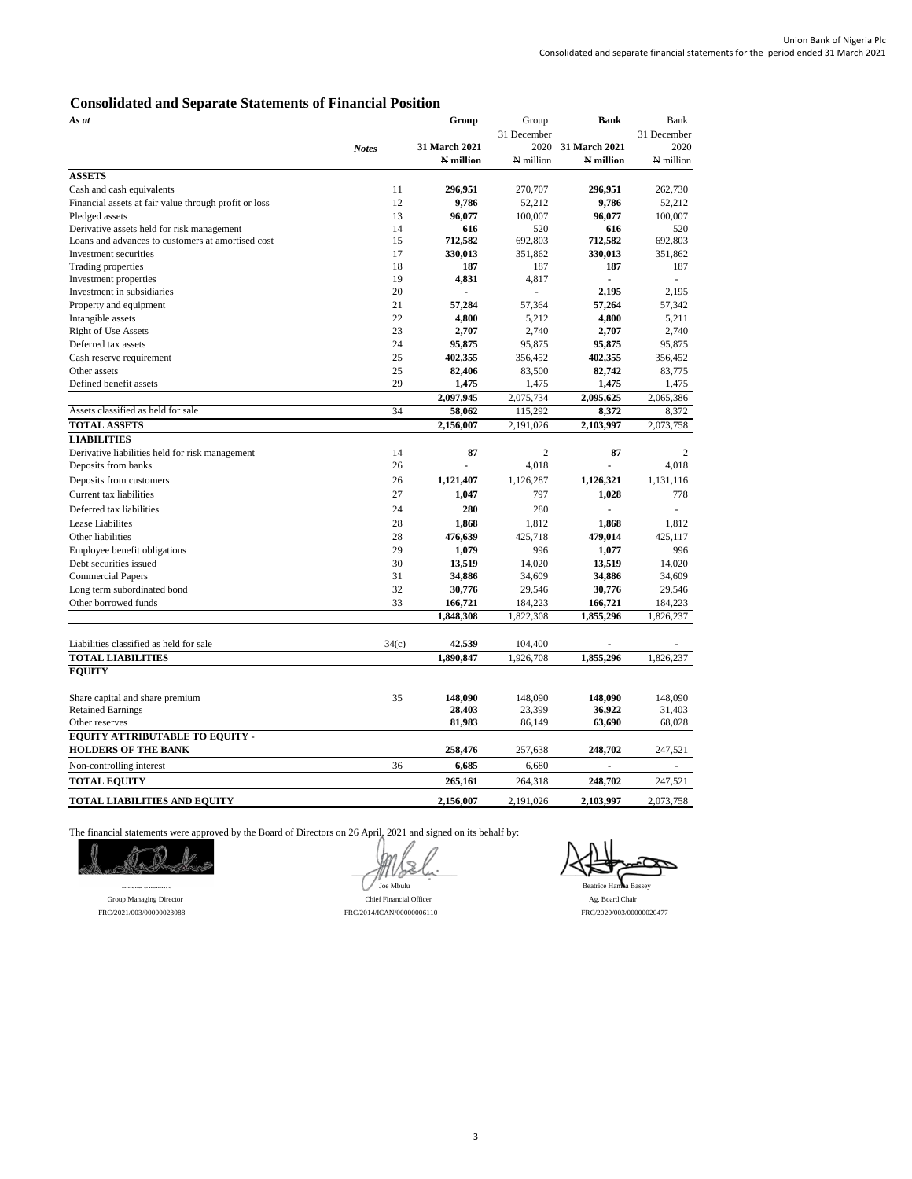## Consolidated and Separate Statements of Financial Position

| *As at* | *Notes* | Group 31 March 2021 ₦ million | Group 31 December 2020 ₦ million | Bank 31 March 2021 ₦ million | Bank 31 December 2020 ₦ million |
|---|---|---|---|---|---|
| **ASSETS** | | | | | |
| Cash and cash equivalents | 11 | **296,951** | 270,707 | **296,951** | 262,730 |
| Financial assets at fair value through profit or loss | 12 | **9,786** | 52,212 | **9,786** | 52,212 |
| Pledged assets | 13 | **96,077** | 100,007 | **96,077** | 100,007 |
| Derivative assets held for risk management | 14 | **616** | 520 | **616** | 520 |
| Loans and advances to customers at amortised cost | 15 | **712,582** | 692,803 | **712,582** | 692,803 |
| Investment securities | 17 | **330,013** | 351,862 | **330,013** | 351,862 |
| Trading properties | 18 | **187** | 187 | **187** | 187 |
| Investment properties | 19 | **4,831** | 4,817 | **-** | - |
| Investment in subsidiaries | 20 | **-** | - | **2,195** | 2,195 |
| Property and equipment | 21 | **57,284** | 57,364 | **57,264** | 57,342 |
| Intangible assets | 22 | **4,800** | 5,212 | **4,800** | 5,211 |
| Right of Use Assets | 23 | **2,707** | 2,740 | **2,707** | 2,740 |
| Deferred tax assets | 24 | **95,875** | 95,875 | **95,875** | 95,875 |
| Cash reserve requirement | 25 | **402,355** | 356,452 | **402,355** | 356,452 |
| Other assets | 25 | **82,406** | 83,500 | **82,742** | 83,775 |
| Defined benefit assets | 29 | **1,475** | 1,475 | **1,475** | 1,475 |
| | | **2,097,945** | 2,075,734 | **2,095,625** | 2,065,386 |
| Assets classified as held for sale | 34 | **58,062** | 115,292 | **8,372** | 8,372 |
| **TOTAL ASSETS** | | **2,156,007** | 2,191,026 | **2,103,997** | 2,073,758 |
| **LIABILITIES** | | | | | |
| Derivative liabilities held for risk management | 14 | **87** | 2 | **87** | 2 |
| Deposits from banks | 26 | **-** | 4,018 | **-** | 4,018 |
| Deposits from customers | 26 | **1,121,407** | 1,126,287 | **1,126,321** | 1,131,116 |
| Current tax liabilities | 27 | **1,047** | 797 | **1,028** | 778 |
| Deferred tax liabilities | 24 | **280** | 280 | **-** | - |
| Lease Liabilites | 28 | **1,868** | 1,812 | **1,868** | 1,812 |
| Other liabilities | 28 | **476,639** | 425,718 | **479,014** | 425,117 |
| Employee benefit obligations | 29 | **1,079** | 996 | **1,077** | 996 |
| Debt securities issued | 30 | **13,519** | 14,020 | **13,519** | 14,020 |
| Commercial Papers | 31 | **34,886** | 34,609 | **34,886** | 34,609 |
| Long term subordinated bond | 32 | **30,776** | 29,546 | **30,776** | 29,546 |
| Other borrowed funds | 33 | **166,721** | 184,223 | **166,721** | 184,223 |
| | | **1,848,308** | 1,822,308 | **1,855,296** | 1,826,237 |
| Liabilities classified as held for sale | 34(c) | **42,539** | 104,400 | **-** | - |
| **TOTAL LIABILITIES** | | **1,890,847** | 1,926,708 | **1,855,296** | 1,826,237 |
| **EQUITY** | | | | | |
| Share capital and share premium | 35 | **148,090** | 148,090 | **148,090** | 148,090 |
| Retained Earnings | | **28,403** | 23,399 | **36,922** | 31,403 |
| Other reserves | | **81,983** | 86,149 | **63,690** | 68,028 |
| **EQUITY ATTRIBUTABLE TO EQUITY - HOLDERS OF THE BANK** | | **258,476** | 257,638 | **248,702** | 247,521 |
| Non-controlling interest | 36 | **6,685** | 6,680 | **-** | - |
| **TOTAL EQUITY** | | **265,161** | 264,318 | **248,702** | 247,521 |
| **TOTAL LIABILITIES AND EQUITY** | | **2,156,007** | 2,191,026 | **2,103,997** | 2,073,758 |

The financial statements were approved by the Board of Directors on 26 April, 2021 and signed on its behalf by:

| Emeka Okonkwo | Joe Mbulu | Beatrice Hamza Bassey |
|---|---|---|
| Group Managing Director | Chief Financial Officer | Ag. Board Chair |
| FRC/2021/003/00000023088 | FRC/2014/ICAN/00000006110 | FRC/2020/003/00000020477 |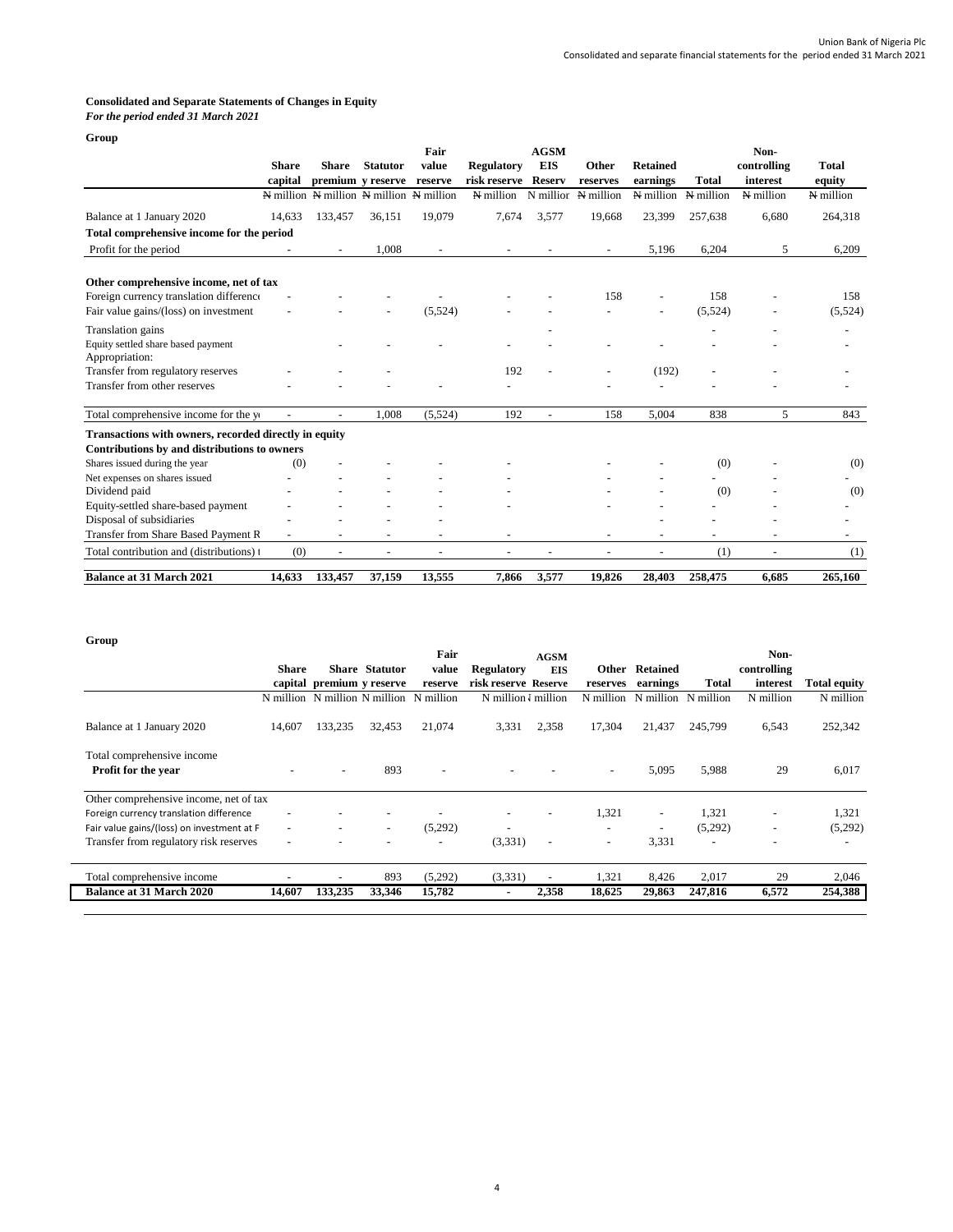## Consolidated and Separate Statements of Changes in Equity

*For the period ended 31 March 2021*

**Group**

| | Share capital | Share premium | Statutory reserve | Fair value reserve | Regulatory risk reserve | AGSM EIS Reserv | Other reserves | Retained earnings | Total | Non-controlling interest | Total equity |
|---|---|---|---|---|---|---|---|---|---|---|---|
| | ₦ million | ₦ million | ₦ million | ₦ million | ₦ million | N millior | ₦ million | ₦ million | ₦ million | ₦ million | ₦ million |
| Balance at 1 January 2020 | 14,633 | 133,457 | 36,151 | 19,079 | 7,674 | 3,577 | 19,668 | 23,399 | 257,638 | 6,680 | 264,318 |
| **Total comprehensive income for the period** | | | | | | | | | | | |
| Profit for the period | - | - | 1,008 | - | - | - | - | 5,196 | 6,204 | 5 | 6,209 |
| **Other comprehensive income, net of tax** | | | | | | | | | | | |
| Foreign currency translation differenc | - | - | - | - | - | - | 158 | - | 158 | - | 158 |
| Fair value gains/(loss) on investment | - | - | - | (5,524) | - | - | - | - | (5,524) | - | (5,524) |
| Translation gains | | | | | | - | | | - | - | - |
| Equity settled share based payment | | - | - | - | - | - | - | - | - | - | - |
| Appropriation: | | | | | | | | | | | |
| Transfer from regulatory reserves | - | - | - | | 192 | - | - | (192) | - | - | - |
| Transfer from other reserves | - | - | - | - | - | | - | - | - | - | - |
| Total comprehensive income for the y | - | - | 1,008 | (5,524) | 192 | - | 158 | 5,004 | 838 | 5 | 843 |
| **Transactions with owners, recorded directly in equity** | | | | | | | | | | | |
| **Contributions by and distributions to owners** | | | | | | | | | | | |
| Shares issued during the year | (0) | - | - | - | - | | - | - | (0) | - | (0) |
| Net expenses on shares issued | - | - | - | - | - | | - | - | - | - | - |
| Dividend paid | - | - | - | - | - | | - | - | (0) | - | (0) |
| Equity-settled share-based payment | - | - | - | - | - | | - | - | - | - | - |
| Disposal of subsidiaries | - | - | - | - | | | | - | - | - | - |
| Transfer from Share Based Payment R | - | - | - | - | - | | - | - | - | - | - |
| Total contribution and (distributions) | (0) | - | - | - | - | - | - | - | (1) | - | (1) |
| **Balance at 31 March 2021** | **14,633** | **133,457** | **37,159** | **13,555** | **7,866** | **3,577** | **19,826** | **28,403** | **258,475** | **6,685** | **265,160** |

**Group**

| | Share capital | Share premium | Statutory reserve | Fair value reserve | Regulatory risk reserve | AGSM EIS Reserve | Other reserves | Retained earnings | Total | Non-controlling interest | Total equity |
|---|---|---|---|---|---|---|---|---|---|---|---|
| | N million | N million | N million | N million | N million | N million | N million | N million | N million | N million | N million |
| Balance at 1 January 2020 | 14,607 | 133,235 | 32,453 | 21,074 | 3,331 | 2,358 | 17,304 | 21,437 | 245,799 | 6,543 | 252,342 |
| Total comprehensive income | | | | | | | | | | | |
| **Profit for the year** | - | - | 893 | - | - | - | - | 5,095 | 5,988 | 29 | 6,017 |
| Other comprehensive income, net of tax | | | | | | | | | | | |
| Foreign currency translation difference | - | - | - | - | - | - | 1,321 | - | 1,321 | - | 1,321 |
| Fair value gains/(loss) on investment at F | - | - | - | (5,292) | - | | - | - | (5,292) | - | (5,292) |
| Transfer from regulatory risk reserves | - | - | - | - | (3,331) | - | - | 3,331 | - | - | - |
| Total comprehensive income | - | - | 893 | (5,292) | (3,331) | - | 1,321 | 8,426 | 2,017 | 29 | 2,046 |
| **Balance at 31 March 2020** | **14,607** | **133,235** | **33,346** | **15,782** | **-** | **2,358** | **18,625** | **29,863** | **247,816** | **6,572** | **254,388** |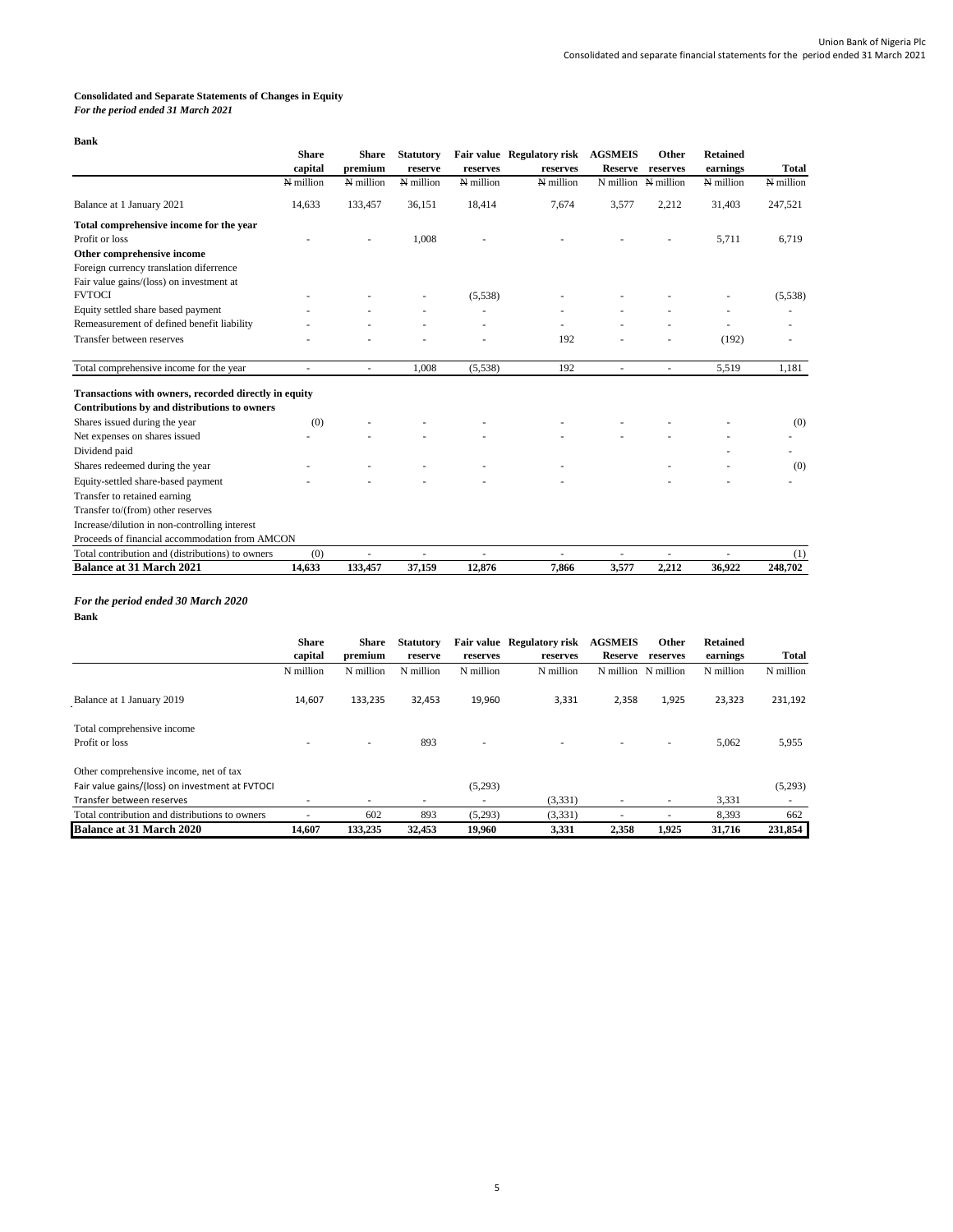## Consolidated and Separate Statements of Changes in Equity

*For the period ended 31 March 2021*

**Bank**

| | Share capital | Share premium | Statutory reserve | Fair value reserves | Regulatory risk reserves | AGSMEIS Reserve | Other reserves | Retained earnings | Total |
|---|---|---|---|---|---|---|---|---|---|
| | ₦ million | ₦ million | ₦ million | ₦ million | ₦ million | N million | ₦ million | ₦ million | ₦ million |
| Balance at 1 January 2021 | 14,633 | 133,457 | 36,151 | 18,414 | 7,674 | 3,577 | 2,212 | 31,403 | 247,521 |
| **Total comprehensive income for the year** | | | | | | | | | |
| Profit or loss | - | - | 1,008 | - | - | - | - | 5,711 | 6,719 |
| **Other comprehensive income** | | | | | | | | | |
| Foreign currency translation diferrence | | | | | | | | | |
| Fair value gains/(loss) on investment at FVTOCI | - | - | - | (5,538) | - | - | - | - | (5,538) |
| Equity settled share based payment | - | - | - | - | - | - | - | - | - |
| Remeasurement of defined benefit liability | - | - | - | - | - | - | - | - | - |
| Transfer between reserves | - | - | - | - | 192 | - | - | (192) | - |
| Total comprehensive income for the year | - | - | 1,008 | (5,538) | 192 | - | - | 5,519 | 1,181 |
| **Transactions with owners, recorded directly in equity** | | | | | | | | | |
| **Contributions by and distributions to owners** | | | | | | | | | |
| Shares issued during the year | (0) | - | - | - | - | - | - | - | (0) |
| Net expenses on shares issued | - | - | - | - | - | - | - | - | - |
| Dividend paid | | | | | | | | - | - |
| Shares redeemed during the year | - | - | - | - | - | | - | - | (0) |
| Equity-settled share-based payment | - | - | - | - | - | | - | - | - |
| Transfer to retained earning | | | | | | | | | |
| Transfer to/(from) other reserves | | | | | | | | | |
| Increase/dilution in non-controlling interest | | | | | | | | | |
| Proceeds of financial accommodation from AMCON | | | | | | | | | |
| Total contribution and (distributions) to owners | (0) | - | - | - | - | - | - | - | (1) |
| **Balance at 31 March 2021** | **14,633** | **133,457** | **37,159** | **12,876** | **7,866** | **3,577** | **2,212** | **36,922** | **248,702** |

*For the period ended 30 March 2020*

**Bank**

| | Share capital | Share premium | Statutory reserve | Fair value reserves | Regulatory risk reserves | AGSMEIS Reserve | Other reserves | Retained earnings | Total |
|---|---|---|---|---|---|---|---|---|---|
| | N million | N million | N million | N million | N million | N million | N million | N million | N million |
| Balance at 1 January 2019 | 14,607 | 133,235 | 32,453 | 19,960 | 3,331 | 2,358 | 1,925 | 23,323 | 231,192 |
| Total comprehensive income | | | | | | | | | |
| Profit or loss | - | - | 893 | - | - | - | - | 5,062 | 5,955 |
| Other comprehensive income, net of tax | | | | | | | | | |
| Fair value gains/(loss) on investment at FVTOCI | | | | (5,293) | | | | | (5,293) |
| Transfer between reserves | - | - | - | - | (3,331) | - | - | 3,331 | - |
| Total contribution and distributions to owners | - | 602 | 893 | (5,293) | (3,331) | - | - | 8,393 | 662 |
| **Balance at 31 March 2020** | **14,607** | **133,235** | **32,453** | **19,960** | **3,331** | **2,358** | **1,925** | **31,716** | **231,854** |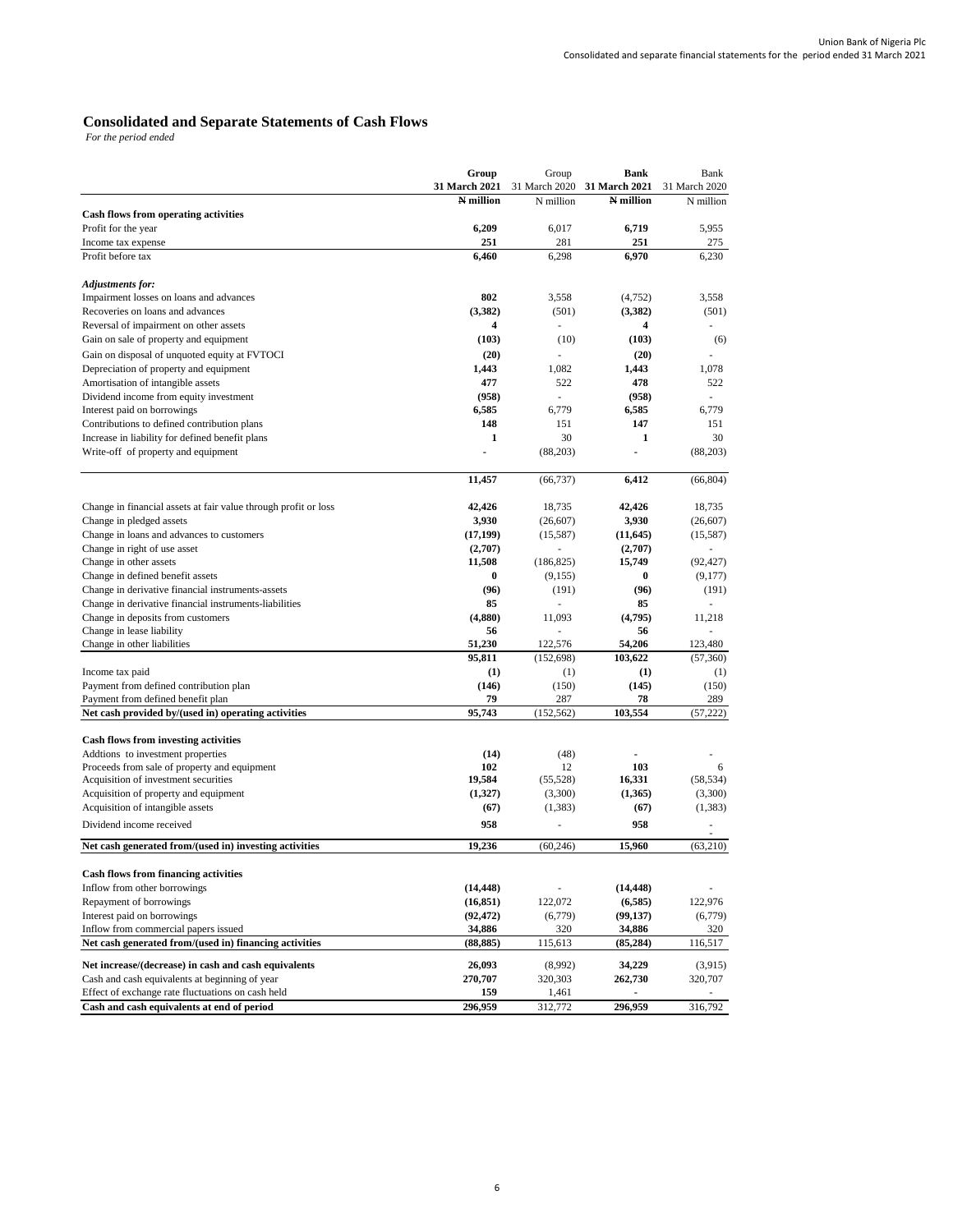# Consolidated and Separate Statements of Cash Flows

*For the period ended*

| | Group 31 March 2021 | Group 31 March 2020 | Bank 31 March 2021 | Bank 31 March 2020 |
|---|---|---|---|---|
| | ₦ million | N million | ₦ million | N million |
| **Cash flows from operating activities** | | | | |
| Profit for the year | **6,209** | 6,017 | **6,719** | 5,955 |
| Income tax expense | **251** | 281 | **251** | 275 |
| Profit before tax | **6,460** | 6,298 | **6,970** | 6,230 |
| | | | | |
| ***Adjustments for:*** | | | | |
| Impairment losses on loans and advances | **802** | 3,558 | **(4,752)** | 3,558 |
| Recoveries on loans and advances | **(3,382)** | (501) | **(3,382)** | (501) |
| Reversal of impairment on other assets | **4** | - | **4** | - |
| Gain on sale of property and equipment | **(103)** | (10) | **(103)** | (6) |
| Gain on disposal of unquoted equity at FVTOCI | **(20)** | - | **(20)** | - |
| Depreciation of property and equipment | **1,443** | 1,082 | **1,443** | 1,078 |
| Amortisation of intangible assets | **477** | 522 | **478** | 522 |
| Dividend income from equity investment | **(958)** | - | **(958)** | - |
| Interest paid on borrowings | **6,585** | 6,779 | **6,585** | 6,779 |
| Contributions to defined contribution plans | **148** | 151 | **147** | 151 |
| Increase in liability for defined benefit plans | **1** | 30 | **1** | 30 |
| Write-off of property and equipment | **-** | (88,203) | **-** | (88,203) |
| | **11,457** | (66,737) | **6,412** | (66,804) |
| | | | | |
| Change in financial assets at fair value through profit or loss | **42,426** | 18,735 | **42,426** | 18,735 |
| Change in pledged assets | **3,930** | (26,607) | **3,930** | (26,607) |
| Change in loans and advances to customers | **(17,199)** | (15,587) | **(11,645)** | (15,587) |
| Change in right of use asset | **(2,707)** | - | **(2,707)** | - |
| Change in other assets | **11,508** | (186,825) | **15,749** | (92,427) |
| Change in defined benefit assets | **0** | (9,155) | **0** | (9,177) |
| Change in derivative financial instruments-assets | **(96)** | (191) | **(96)** | (191) |
| Change in derivative financial instruments-liabilities | **85** | - | **85** | - |
| Change in deposits from customers | **(4,880)** | 11,093 | **(4,795)** | 11,218 |
| Change in lease liability | **56** | - | **56** | - |
| Change in other liabilities | **51,230** | 122,576 | **54,206** | 123,480 |
| | **95,811** | (152,698) | **103,622** | (57,360) |
| Income tax paid | **(1)** | (1) | **(1)** | (1) |
| Payment from defined contribution plan | **(146)** | (150) | **(145)** | (150) |
| Payment from defined benefit plan | **79** | 287 | **78** | 289 |
| **Net cash provided by/(used in) operating activities** | **95,743** | (152,562) | **103,554** | (57,222) |
| | | | | |
| **Cash flows from investing activities** | | | | |
| Addtions to investment properties | **(14)** | (48) | **-** | - |
| Proceeds from sale of property and equipment | **102** | 12 | **103** | 6 |
| Acquisition of investment securities | **19,584** | (55,528) | **16,331** | (58,534) |
| Acquisition of property and equipment | **(1,327)** | (3,300) | **(1,365)** | (3,300) |
| Acquisition of intangible assets | **(67)** | (1,383) | **(67)** | (1,383) |
| Dividend income received | **958** | - | **958** | - |
| **Net cash generated from/(used in) investing activities** | **19,236** | (60,246) | **15,960** | (63,210) |
| | | | | |
| **Cash flows from financing activities** | | | | |
| Inflow from other borrowings | **(14,448)** | - | **(14,448)** | - |
| Repayment of borrowings | **(16,851)** | 122,072 | **(6,585)** | 122,976 |
| Interest paid on borrowings | **(92,472)** | (6,779) | **(99,137)** | (6,779) |
| Inflow from commercial papers issued | **34,886** | 320 | **34,886** | 320 |
| **Net cash generated from/(used in) financing activities** | **(88,885)** | 115,613 | **(85,284)** | 116,517 |
| | | | | |
| **Net increase/(decrease) in cash and cash equivalents** | **26,093** | (8,992) | **34,229** | (3,915) |
| Cash and cash equivalents at beginning of year | **270,707** | 320,303 | **262,730** | 320,707 |
| Effect of exchange rate fluctuations on cash held | **159** | 1,461 | **-** | - |
| **Cash and cash equivalents at end of period** | **296,959** | 312,772 | **296,959** | 316,792 |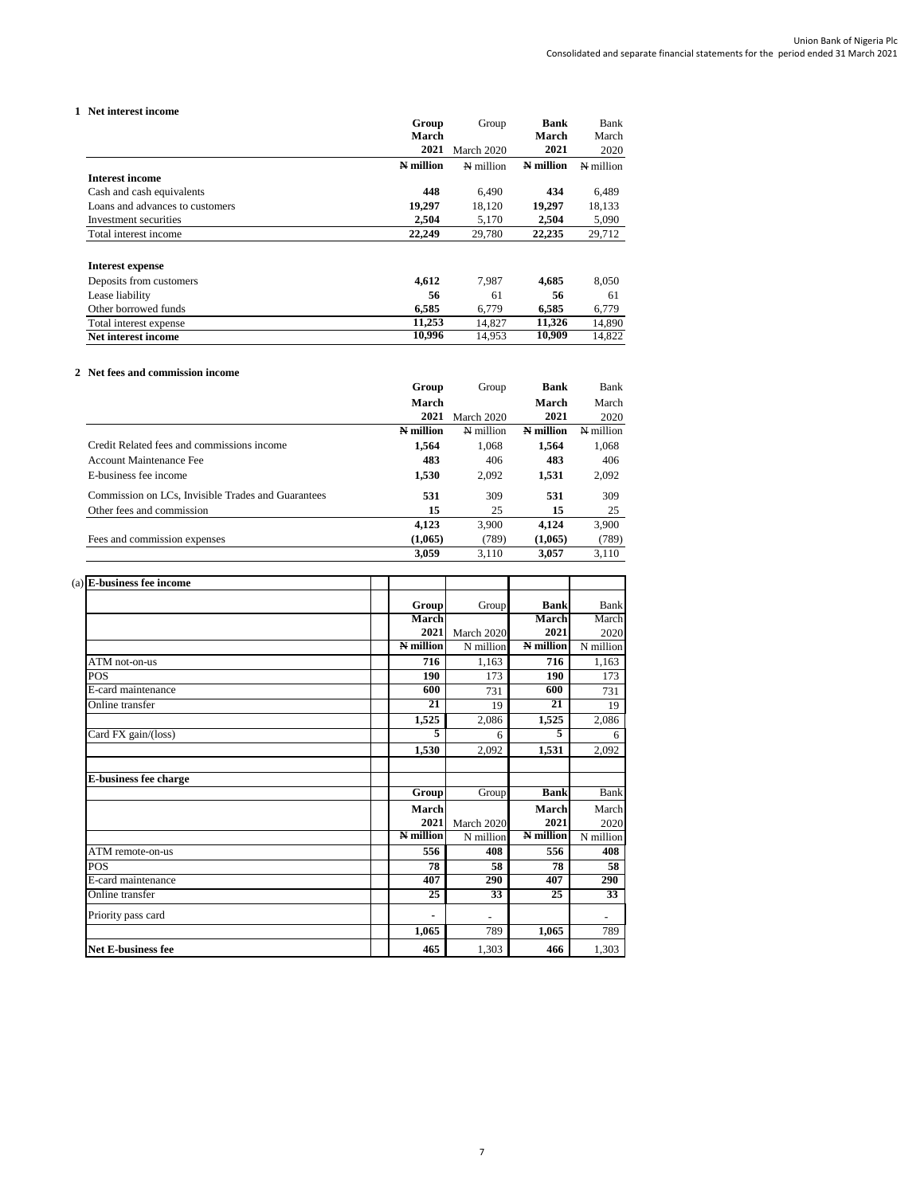## 1 Net interest income

| | Group March 2021 | Group March 2020 | Bank March 2021 | Bank March 2020 |
|---|---|---|---|---|
| | ₦ million | ₦ million | ₦ million | ₦ million |
| **Interest income** | | | | |
| Cash and cash equivalents | **448** | 6,490 | **434** | 6,489 |
| Loans and advances to customers | **19,297** | 18,120 | **19,297** | 18,133 |
| Investment securities | **2,504** | 5,170 | **2,504** | 5,090 |
| Total interest income | **22,249** | 29,780 | **22,235** | 29,712 |
| | | | | |
| **Interest expense** | | | | |
| Deposits from customers | **4,612** | 7,987 | **4,685** | 8,050 |
| Lease liability | **56** | 61 | **56** | 61 |
| Other borrowed funds | **6,585** | 6,779 | **6,585** | 6,779 |
| Total interest expense | **11,253** | 14,827 | **11,326** | 14,890 |
| **Net interest income** | **10,996** | 14,953 | **10,909** | 14,822 |

## 2 Net fees and commission income

| | Group March 2021 | Group March 2020 | Bank March 2021 | Bank March 2020 |
|---|---|---|---|---|
| | ₦ million | ₦ million | ₦ million | ₦ million |
| Credit Related fees and commissions income | **1,564** | 1,068 | **1,564** | 1,068 |
| Account Maintenance Fee | **483** | 406 | **483** | 406 |
| E-business fee income | **1,530** | 2,092 | **1,531** | 2,092 |
| Commission on LCs, Invisible Trades and Guarantees | **531** | 309 | **531** | 309 |
| Other fees and commission | **15** | 25 | **15** | 25 |
| | **4,123** | 3,900 | **4,124** | 3,900 |
| Fees and commission expenses | **(1,065)** | (789) | **(1,065)** | (789) |
| | **3,059** | 3,110 | **3,057** | 3,110 |

(a) **E-business fee income**

| | Group March 2021 | Group March 2020 | Bank March 2021 | Bank March 2020 |
|---|---|---|---|---|
| | ₦ million | N million | ₦ million | N million |
| ATM not-on-us | **716** | 1,163 | **716** | 1,163 |
| POS | **190** | 173 | **190** | 173 |
| E-card maintenance | **600** | 731 | **600** | 731 |
| Online transfer | **21** | 19 | **21** | 19 |
| | **1,525** | 2,086 | **1,525** | 2,086 |
| Card FX gain/(loss) | **5** | 6 | **5** | 6 |
| | **1,530** | 2,092 | **1,531** | 2,092 |

**E-business fee charge**

| | Group March 2021 | Group March 2020 | Bank March 2021 | Bank March 2020 |
|---|---|---|---|---|
| | ₦ million | N million | ₦ million | N million |
| ATM remote-on-us | **556** | **408** | **556** | **408** |
| POS | **78** | **58** | **78** | **58** |
| E-card maintenance | **407** | **290** | **407** | **290** |
| Online transfer | **25** | **33** | **25** | **33** |
| Priority pass card | - | - | | - |
| | **1,065** | 789 | **1,065** | 789 |
| **Net E-business fee** | **465** | 1,303 | **466** | 1,303 |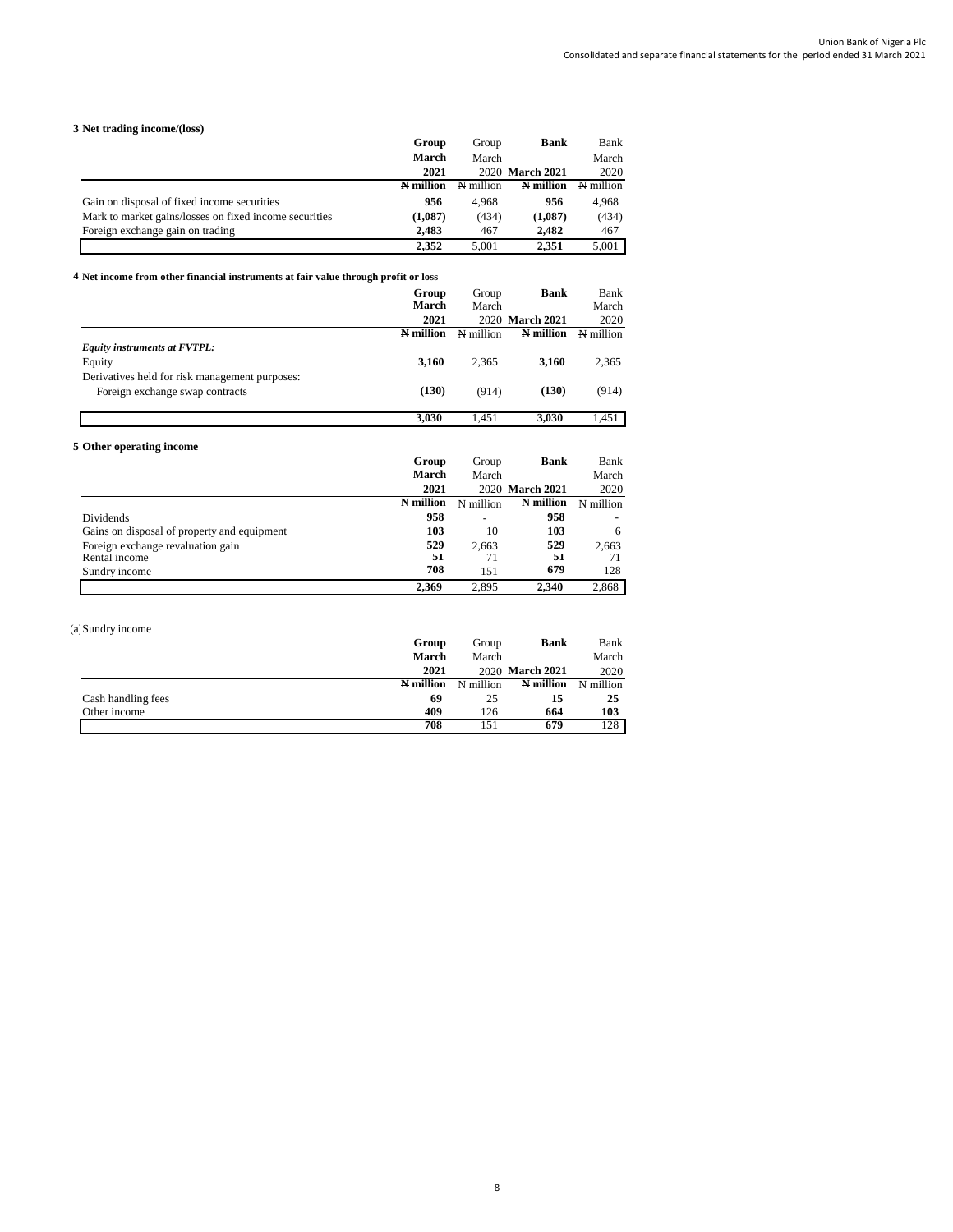## 3 Net trading income/(loss)

| | Group March 2021 | Group March 2020 | Bank March 2021 | Bank March 2020 |
|---|---|---|---|---|
| | **₦ million** | ₦ million | **₦ million** | ₦ million |
| Gain on disposal of fixed income securities | **956** | 4,968 | **956** | 4,968 |
| Mark to market gains/losses on fixed income securities | **(1,087)** | (434) | **(1,087)** | (434) |
| Foreign exchange gain on trading | **2,483** | 467 | **2,482** | 467 |
| | **2,352** | 5,001 | **2,351** | 5,001 |

## 4 Net income from other financial instruments at fair value through profit or loss

| | Group March 2021 | Group March 2020 | Bank March 2021 | Bank March 2020 |
|---|---|---|---|---|
| | **₦ million** | ₦ million | **₦ million** | ₦ million |
| ***Equity instruments at FVTPL:*** | | | | |
| Equity | **3,160** | 2,365 | **3,160** | 2,365 |
| Derivatives held for risk management purposes: | | | | |
| Foreign exchange swap contracts | **(130)** | (914) | **(130)** | (914) |
| | **3,030** | 1,451 | **3,030** | 1,451 |

## 5 Other operating income

| | Group March 2021 | Group March 2020 | Bank March 2021 | Bank March 2020 |
|---|---|---|---|---|
| | **₦ million** | N million | **₦ million** | N million |
| Dividends | **958** | - | **958** | - |
| Gains on disposal of property and equipment | **103** | 10 | **103** | 6 |
| Foreign exchange revaluation gain | **529** | 2,663 | **529** | 2,663 |
| Rental income | **51** | 71 | **51** | 71 |
| Sundry income | **708** | 151 | **679** | 128 |
| | **2,369** | 2,895 | **2,340** | 2,868 |

(a) Sundry income

| | Group March 2021 | Group March 2020 | Bank March 2021 | Bank March 2020 |
|---|---|---|---|---|
| | **₦ million** | N million | **₦ million** | N million |
| Cash handling fees | **69** | 25 | **15** | **25** |
| Other income | **409** | 126 | **664** | **103** |
| | **708** | 151 | **679** | 128 |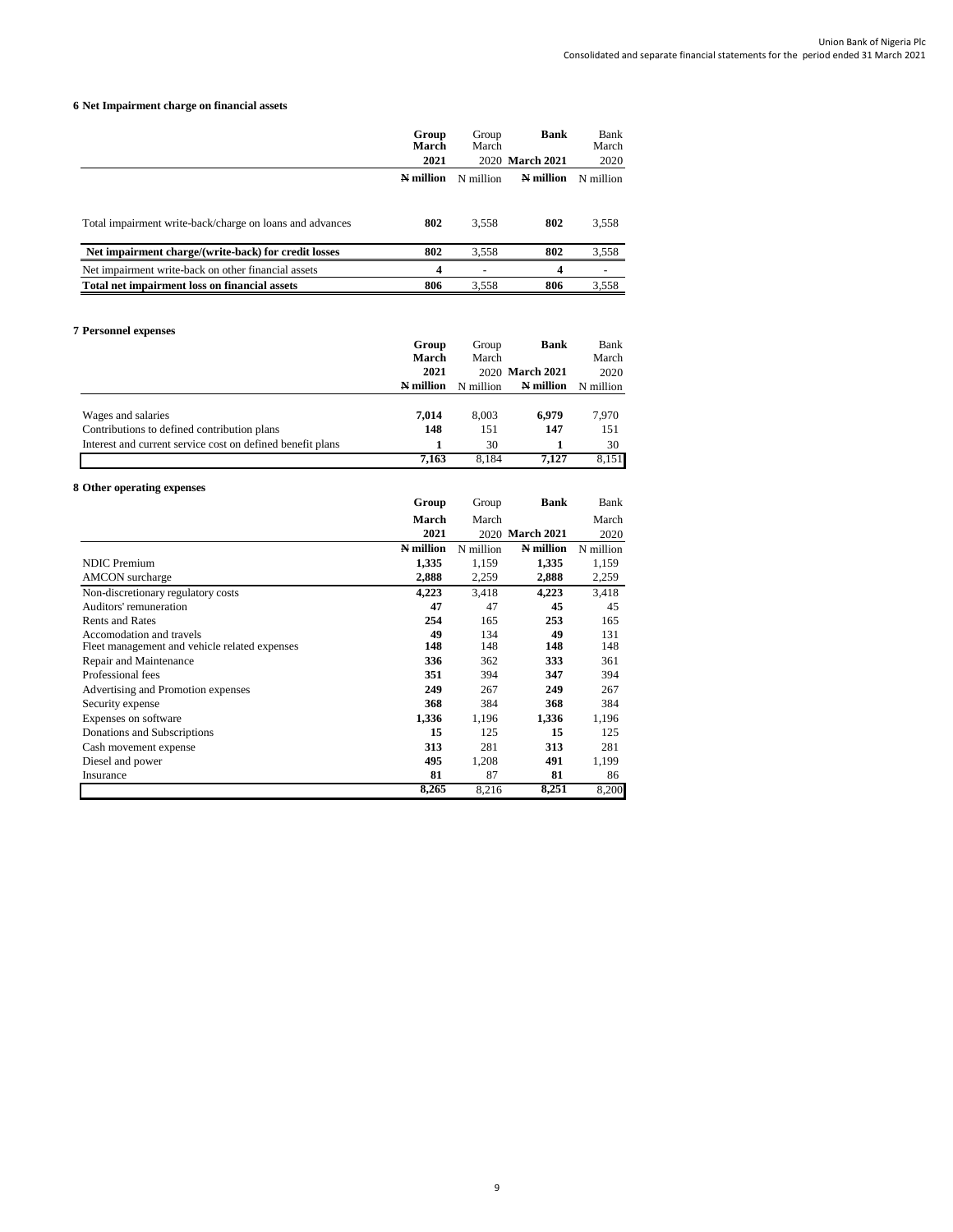## 6 Net Impairment charge on financial assets

| | Group March 2021 | Group March 2020 | Bank March 2021 | Bank March 2020 |
|---|---|---|---|---|
| | ₦ million | N million | ₦ million | N million |
| Total impairment write-back/charge on loans and advances | **802** | 3,558 | **802** | 3,558 |
| **Net impairment charge/(write-back) for credit losses** | **802** | 3,558 | **802** | 3,558 |
| Net impairment write-back on other financial assets | **4** | - | **4** | - |
| **Total net impairment loss on financial assets** | **806** | 3,558 | **806** | 3,558 |

## 7 Personnel expenses

| | Group March 2021 | Group March 2020 | Bank March 2021 | Bank March 2020 |
|---|---|---|---|---|
| | ₦ million | N million | ₦ million | N million |
| Wages and salaries | **7,014** | 8,003 | **6,979** | 7,970 |
| Contributions to defined contribution plans | **148** | 151 | **147** | 151 |
| Interest and current service cost on defined benefit plans | **1** | 30 | **1** | 30 |
| | **7,163** | 8,184 | **7,127** | 8,151 |

## 8 Other operating expenses

| | Group March 2021 | Group March 2020 | Bank March 2021 | Bank March 2020 |
|---|---|---|---|---|
| | ₦ million | N million | ₦ million | N million |
| NDIC Premium | **1,335** | 1,159 | **1,335** | 1,159 |
| AMCON surcharge | **2,888** | 2,259 | **2,888** | 2,259 |
| Non-discretionary regulatory costs | **4,223** | 3,418 | **4,223** | 3,418 |
| Auditors' remuneration | **47** | 47 | **45** | 45 |
| Rents and Rates | **254** | 165 | **253** | 165 |
| Accomodation and travels | **49** | 134 | **49** | 131 |
| Fleet management and vehicle related expenses | **148** | 148 | **148** | 148 |
| Repair and Maintenance | **336** | 362 | **333** | 361 |
| Professional fees | **351** | 394 | **347** | 394 |
| Advertising and Promotion expenses | **249** | 267 | **249** | 267 |
| Security expense | **368** | 384 | **368** | 384 |
| Expenses on software | **1,336** | 1,196 | **1,336** | 1,196 |
| Donations and Subscriptions | **15** | 125 | **15** | 125 |
| Cash movement expense | **313** | 281 | **313** | 281 |
| Diesel and power | **495** | 1,208 | **491** | 1,199 |
| Insurance | **81** | 87 | **81** | 86 |
| | **8,265** | 8,216 | **8,251** | 8,200 |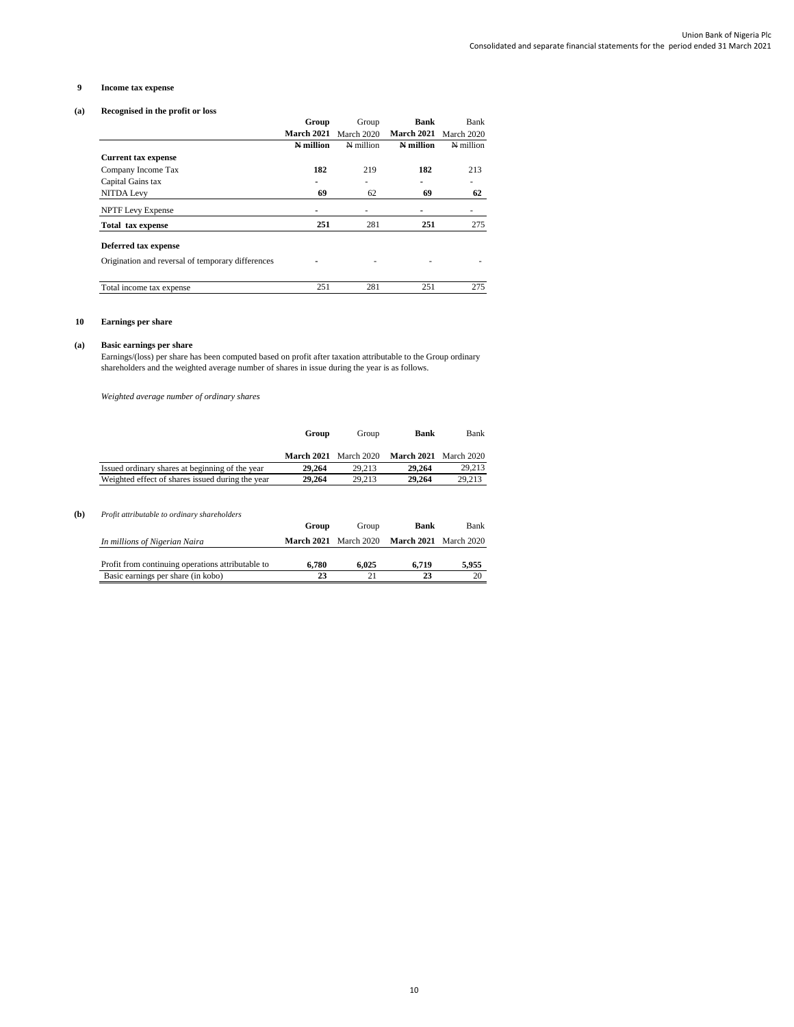## 9 Income tax expense

### (a) Recognised in the profit or loss

| | Group | Group | Bank | Bank |
|---|---|---|---|---|
| | **March 2021** | March 2020 | **March 2021** | March 2020 |
| | **₦ million** | ₦ million | **₦ million** | ₦ million |
| **Current tax expense** | | | | |
| Company Income Tax | **182** | 219 | **182** | 213 |
| Capital Gains tax | **-** | - | - | - |
| NITDA Levy | **69** | 62 | **69** | **62** |
| NPTF Levy Expense | **-** | - | - | - |
| **Total tax expense** | **251** | 281 | **251** | 275 |
| **Deferred tax expense** | | | | |
| Origination and reversal of temporary differences | **-** | - | - | - |
| Total income tax expense | 251 | 281 | 251 | 275 |

## 10 Earnings per share

### (a) Basic earnings per share

Earnings/(loss) per share has been computed based on profit after taxation attributable to the Group ordinary shareholders and the weighted average number of shares in issue during the year is as follows.

*Weighted average number of ordinary shares*

| | Group | Group | Bank | Bank |
|---|---|---|---|---|
| | **March 2021** | March 2020 | **March 2021** | March 2020 |
| Issued ordinary shares at beginning of the year | **29,264** | 29,213 | **29,264** | 29,213 |
| Weighted effect of shares issued during the year | **29,264** | 29,213 | **29,264** | 29,213 |

### (b) *Profit attributable to ordinary shareholders*

| | Group | Group | Bank | Bank |
|---|---|---|---|---|
| *In millions of Nigerian Naira* | **March 2021** | March 2020 | **March 2021** | March 2020 |
| Profit from continuing operations attributable to | **6,780** | **6,025** | **6,719** | **5,955** |
| Basic earnings per share (in kobo) | **23** | 21 | **23** | 20 |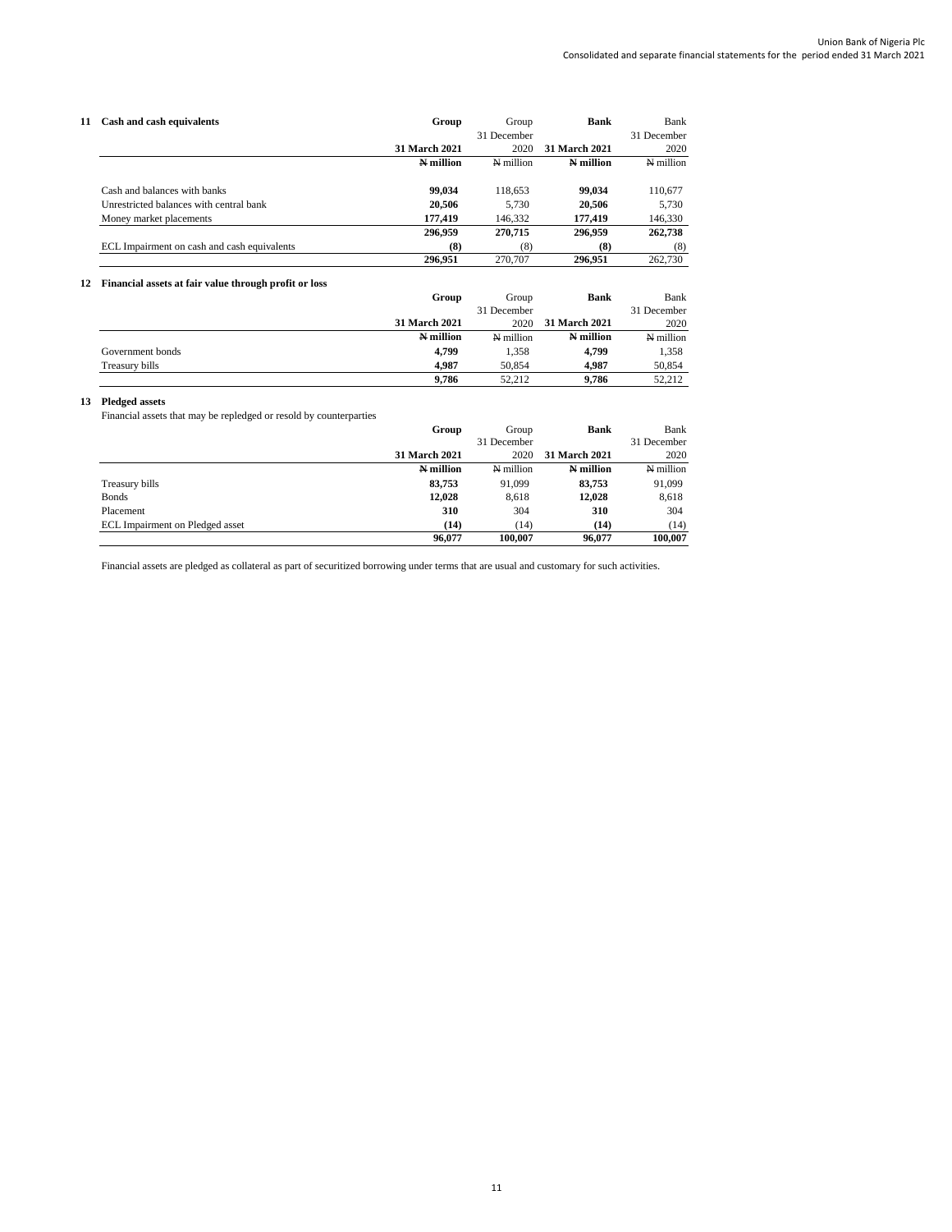## 11 Cash and cash equivalents

| | Group 31 March 2021 | Group 31 December 2020 | Bank 31 March 2021 | Bank 31 December 2020 |
|---|---|---|---|---|
| | ₦ million | ₦ million | ₦ million | ₦ million |
| Cash and balances with banks | **99,034** | 118,653 | **99,034** | 110,677 |
| Unrestricted balances with central bank | **20,506** | 5,730 | **20,506** | 5,730 |
| Money market placements | **177,419** | 146,332 | **177,419** | 146,330 |
| | **296,959** | **270,715** | **296,959** | **262,738** |
| ECL Impairment on cash and cash equivalents | **(8)** | (8) | **(8)** | (8) |
| | **296,951** | 270,707 | **296,951** | 262,730 |

## 12 Financial assets at fair value through profit or loss

| | Group 31 March 2021 | Group 31 December 2020 | Bank 31 March 2021 | Bank 31 December 2020 |
|---|---|---|---|---|
| | ₦ million | ₦ million | ₦ million | ₦ million |
| Government bonds | **4,799** | 1,358 | **4,799** | 1,358 |
| Treasury bills | **4,987** | 50,854 | **4,987** | 50,854 |
| | **9,786** | 52,212 | **9,786** | 52,212 |

## 13 Pledged assets

Financial assets that may be repledged or resold by counterparties

| | Group 31 March 2021 | Group 31 December 2020 | Bank 31 March 2021 | Bank 31 December 2020 |
|---|---|---|---|---|
| | ₦ million | ₦ million | ₦ million | ₦ million |
| Treasury bills | **83,753** | 91,099 | **83,753** | 91,099 |
| Bonds | **12,028** | 8,618 | **12,028** | 8,618 |
| Placement | **310** | 304 | **310** | 304 |
| ECL Impairment on Pledged asset | **(14)** | (14) | **(14)** | (14) |
| | **96,077** | **100,007** | **96,077** | **100,007** |

Financial assets are pledged as collateral as part of securitized borrowing under terms that are usual and customary for such activities.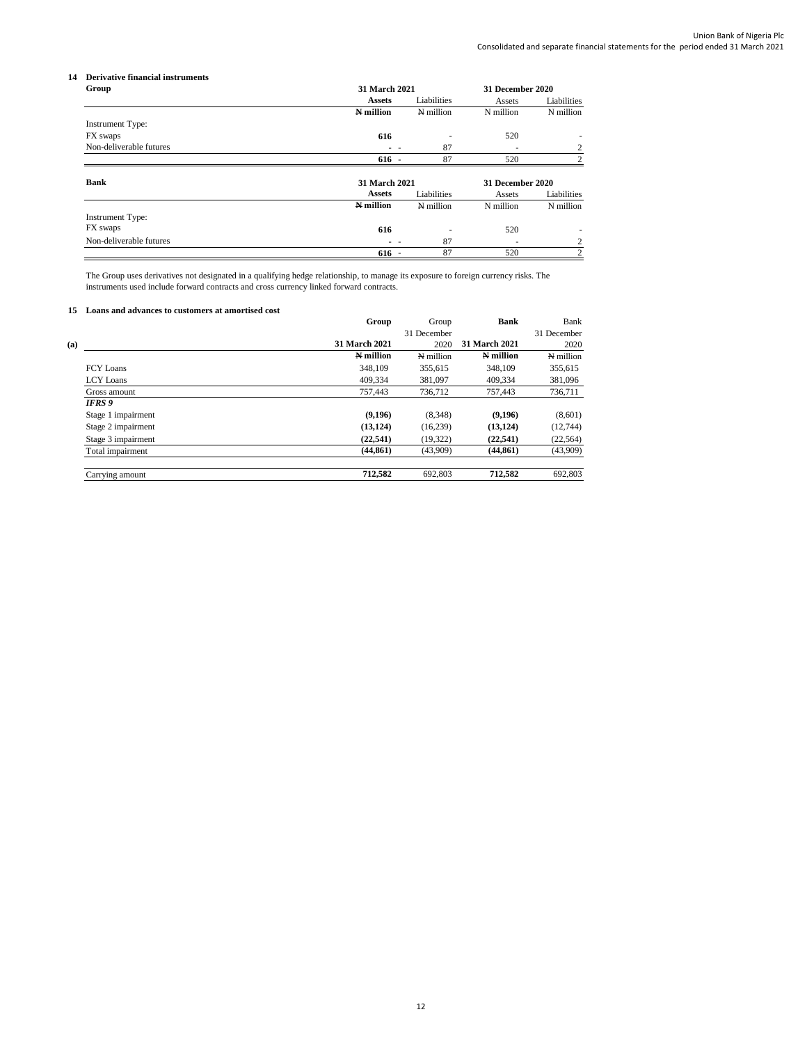## 14 Derivative financial instruments

| Group | 31 March 2021 | | 31 December 2020 | |
|---|---|---|---|---|
| | **Assets** | Liabilities | Assets | Liabilities |
| | **₦ million** | ₦ million | N million | N million |
| Instrument Type: | | | | |
| FX swaps | **616** | - | 520 | - |
| Non-deliverable futures | **-** - | 87 | - | 2 |
| | **616** - | 87 | 520 | 2 |

| Bank | 31 March 2021 | | 31 December 2020 | |
|---|---|---|---|---|
| | **Assets** | Liabilities | Assets | Liabilities |
| | **₦ million** | ₦ million | N million | N million |
| Instrument Type: | | | | |
| FX swaps | **616** | - | 520 | - |
| Non-deliverable futures | **-** - | 87 | - | 2 |
| | **616** - | 87 | 520 | 2 |

The Group uses derivatives not designated in a qualifying hedge relationship, to manage its exposure to foreign currency risks. The instruments used include forward contracts and cross currency linked forward contracts.

## 15 Loans and advances to customers at amortised cost

| (a) | **Group** | Group | **Bank** | Bank |
|---|---|---|---|---|
| | **31 March 2021** | 31 December 2020 | **31 March 2021** | 31 December 2020 |
| | **₦ million** | ₦ million | **₦ million** | ₦ million |
| FCY Loans | 348,109 | 355,615 | 348,109 | 355,615 |
| LCY Loans | 409,334 | 381,097 | 409,334 | 381,096 |
| Gross amount | 757,443 | 736,712 | 757,443 | 736,711 |
| ***IFRS 9*** | | | | |
| Stage 1 impairment | **(9,196)** | (8,348) | **(9,196)** | (8,601) |
| Stage 2 impairment | **(13,124)** | (16,239) | **(13,124)** | (12,744) |
| Stage 3 impairment | **(22,541)** | (19,322) | **(22,541)** | (22,564) |
| Total impairment | **(44,861)** | (43,909) | **(44,861)** | (43,909) |
| Carrying amount | **712,582** | 692,803 | **712,582** | 692,803 |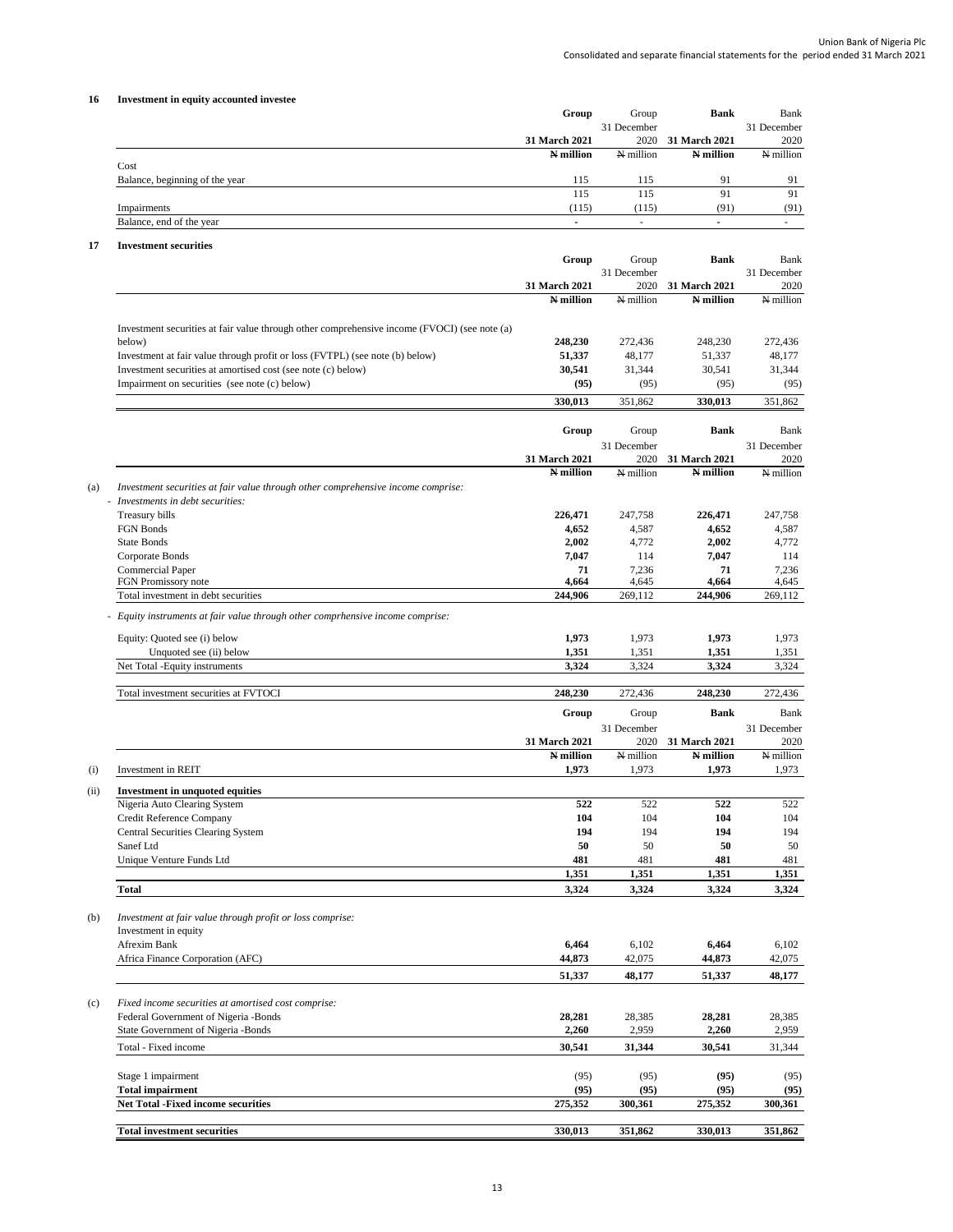## 16 Investment in equity accounted investee

| | Group 31 March 2021 | Group 31 December 2020 | Bank 31 March 2021 | Bank 31 December 2020 |
|---|---|---|---|---|
| | **₦ million** | ₦ million | **₦ million** | ₦ million |
| Cost | | | | |
| Balance, beginning of the year | 115 | 115 | 91 | 91 |
| | 115 | 115 | 91 | 91 |
| Impairments | (115) | (115) | (91) | (91) |
| Balance, end of the year | - | - | - | - |

## 17 Investment securities

| | Group 31 March 2021 | Group 31 December 2020 | Bank 31 March 2021 | Bank 31 December 2020 |
|---|---|---|---|---|
| | **₦ million** | ₦ million | **₦ million** | ₦ million |
| Investment securities at fair value through other comprehensive income (FVOCI) (see note (a) below) | **248,230** | 272,436 | 248,230 | 272,436 |
| Investment at fair value through profit or loss (FVTPL) (see note (b) below) | **51,337** | 48,177 | 51,337 | 48,177 |
| Investment securities at amortised cost (see note (c) below) | **30,541** | 31,344 | 30,541 | 31,344 |
| Impairment on securities (see note (c) below) | **(95)** | (95) | (95) | (95) |
| | **330,013** | 351,862 | **330,013** | 351,862 |

| | Group 31 March 2021 | Group 31 December 2020 | Bank 31 March 2021 | Bank 31 December 2020 |
|---|---|---|---|---|
| | **₦ million** | ₦ million | **₦ million** | ₦ million |
| (a) *Investment securities at fair value through other comprehensive income comprise:* | | | | |
| - *Investments in debt securities:* | | | | |
| Treasury bills | **226,471** | 247,758 | **226,471** | 247,758 |
| FGN Bonds | **4,652** | 4,587 | **4,652** | 4,587 |
| State Bonds | **2,002** | 4,772 | **2,002** | 4,772 |
| Corporate Bonds | **7,047** | 114 | **7,047** | 114 |
| Commercial Paper | **71** | 7,236 | **71** | 7,236 |
| FGN Promissory note | **4,664** | 4,645 | **4,664** | 4,645 |
| Total investment in debt securities | **244,906** | 269,112 | **244,906** | 269,112 |
| - *Equity instruments at fair value through other comprhensive income comprise:* | | | | |
| Equity: Quoted see (i) below | **1,973** | 1,973 | **1,973** | 1,973 |
| Unquoted see (ii) below | **1,351** | 1,351 | **1,351** | 1,351 |
| Net Total -Equity instruments | **3,324** | 3,324 | **3,324** | 3,324 |
| Total investment securities at FVTOCI | **248,230** | 272,436 | **248,230** | 272,436 |

| | Group 31 March 2021 | Group 31 December 2020 | Bank 31 March 2021 | Bank 31 December 2020 |
|---|---|---|---|---|
| | **₦ million** | ₦ million | **₦ million** | ₦ million |
| (i) Investment in REIT | **1,973** | 1,973 | **1,973** | 1,973 |
| (ii) **Investment in unquoted equities** | | | | |
| Nigeria Auto Clearing System | **522** | 522 | **522** | 522 |
| Credit Reference Company | **104** | 104 | **104** | 104 |
| Central Securities Clearing System | **194** | 194 | **194** | 194 |
| Sanef Ltd | **50** | 50 | **50** | 50 |
| Unique Venture Funds Ltd | **481** | 481 | **481** | 481 |
| | **1,351** | **1,351** | **1,351** | **1,351** |
| **Total** | **3,324** | **3,324** | **3,324** | **3,324** |
| (b) *Investment at fair value through profit or loss comprise:* | | | | |
| Investment in equity | | | | |
| Afrexim Bank | **6,464** | 6,102 | **6,464** | 6,102 |
| Africa Finance Corporation (AFC) | **44,873** | 42,075 | **44,873** | 42,075 |
| | **51,337** | **48,177** | **51,337** | **48,177** |
| (c) *Fixed income securities at amortised cost comprise:* | | | | |
| Federal Government of Nigeria -Bonds | **28,281** | 28,385 | **28,281** | 28,385 |
| State Government of Nigeria -Bonds | **2,260** | 2,959 | **2,260** | 2,959 |
| Total - Fixed income | **30,541** | **31,344** | **30,541** | 31,344 |
| Stage 1 impairment | (95) | (95) | **(95)** | (95) |
| **Total impairment** | **(95)** | **(95)** | **(95)** | **(95)** |
| **Net Total -Fixed income securities** | **275,352** | **300,361** | **275,352** | **300,361** |
| **Total investment securities** | **330,013** | **351,862** | **330,013** | **351,862** |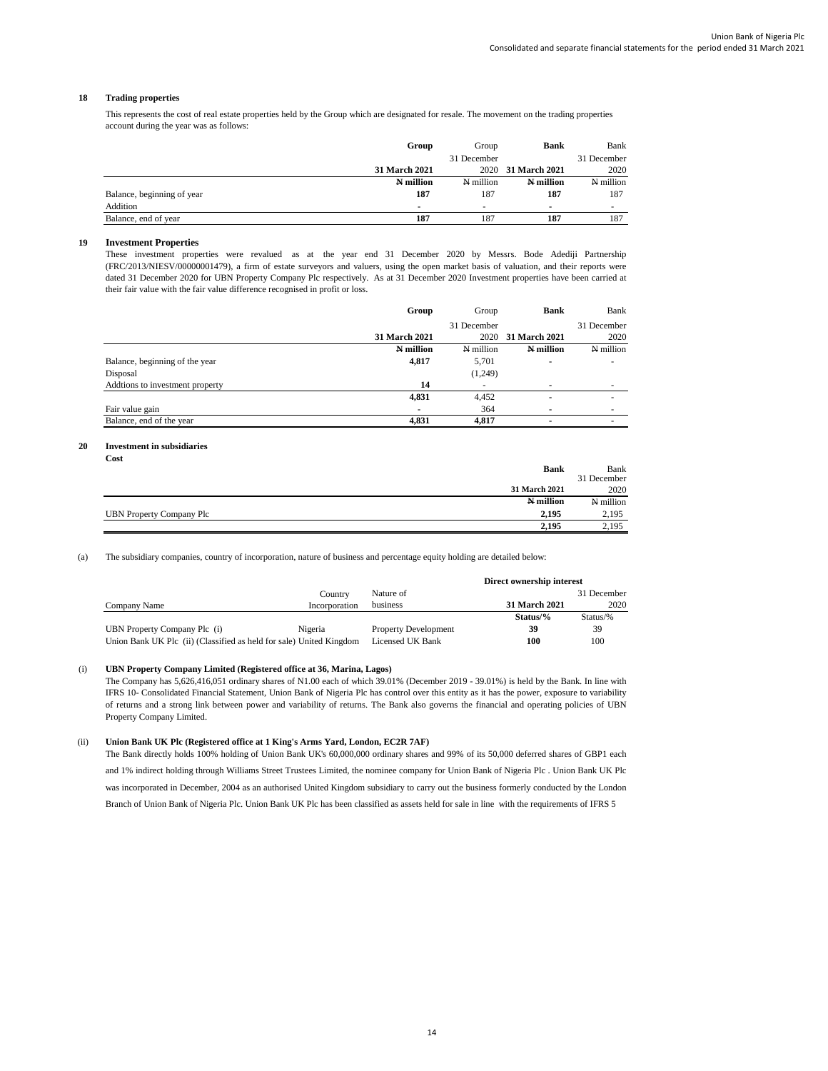## 18 Trading properties

This represents the cost of real estate properties held by the Group which are designated for resale. The movement on the trading properties account during the year was as follows:

| | **Group** | Group | **Bank** | Bank |
|---|---|---|---|---|
| | | 31 December | | 31 December |
| | **31 March 2021** | 2020 | **31 March 2021** | 2020 |
| | **₦ million** | ₦ million | **₦ million** | ₦ million |
| Balance, beginning of year | **187** | 187 | **187** | 187 |
| Addition | - | - | - | - |
| Balance, end of year | **187** | 187 | **187** | 187 |

## 19 Investment Properties

These investment properties were revalued as at the year end 31 December 2020 by Messrs. Bode Adediji Partnership (FRC/2013/NIESV/00000001479), a firm of estate surveyors and valuers, using the open market basis of valuation, and their reports were dated 31 December 2020 for UBN Property Company Plc respectively. As at 31 December 2020 Investment properties have been carried at their fair value with the fair value difference recognised in profit or loss.

| | **Group** | Group | **Bank** | Bank |
|---|---|---|---|---|
| | | 31 December | | 31 December |
| | **31 March 2021** | 2020 | **31 March 2021** | 2020 |
| | **₦ million** | ₦ million | **₦ million** | ₦ million |
| Balance, beginning of the year | **4,817** | 5,701 | - | - |
| Disposal | | (1,249) | | |
| Addtions to investment property | **14** | - | - | - |
| | **4,831** | 4,452 | - | - |
| Fair value gain | - | 364 | - | - |
| Balance, end of the year | **4,831** | 4,817 | - | - |

## 20 Investment in subsidiaries

**Cost**

| | **Bank** | Bank |
|---|---|---|
| | | 31 December |
| | **31 March 2021** | 2020 |
| | **₦ million** | ₦ million |
| UBN Property Company Plc | **2,195** | 2,195 |
| | **2,195** | 2,195 |

(a) The subsidiary companies, country of incorporation, nature of business and percentage equity holding are detailed below:

| | | | **Direct ownership interest** | |
|---|---|---|---|---|
| | Country | Nature of | | 31 December |
| Company Name | Incorporation | business | **31 March 2021** | 2020 |
| | | | **Status/%** | Status/% |
| UBN Property Company Plc (i) | Nigeria | Property Development | **39** | 39 |
| Union Bank UK Plc (ii) (Classified as held for sale) | United Kingdom | Licensed UK Bank | **100** | 100 |

(i) **UBN Property Company Limited (Registered office at 36, Marina, Lagos)**

The Company has 5,626,416,051 ordinary shares of N1.00 each of which 39.01% (December 2019 - 39.01%) is held by the Bank. In line with IFRS 10- Consolidated Financial Statement, Union Bank of Nigeria Plc has control over this entity as it has the power, exposure to variability of returns and a strong link between power and variability of returns. The Bank also governs the financial and operating policies of UBN Property Company Limited.

(ii) **Union Bank UK Plc (Registered office at 1 King's Arms Yard, London, EC2R 7AF)**

The Bank directly holds 100% holding of Union Bank UK's 60,000,000 ordinary shares and 99% of its 50,000 deferred shares of GBP1 each and 1% indirect holding through Williams Street Trustees Limited, the nominee company for Union Bank of Nigeria Plc . Union Bank UK Plc was incorporated in December, 2004 as an authorised United Kingdom subsidiary to carry out the business formerly conducted by the London Branch of Union Bank of Nigeria Plc. Union Bank UK Plc has been classified as assets held for sale in line with the requirements of IFRS 5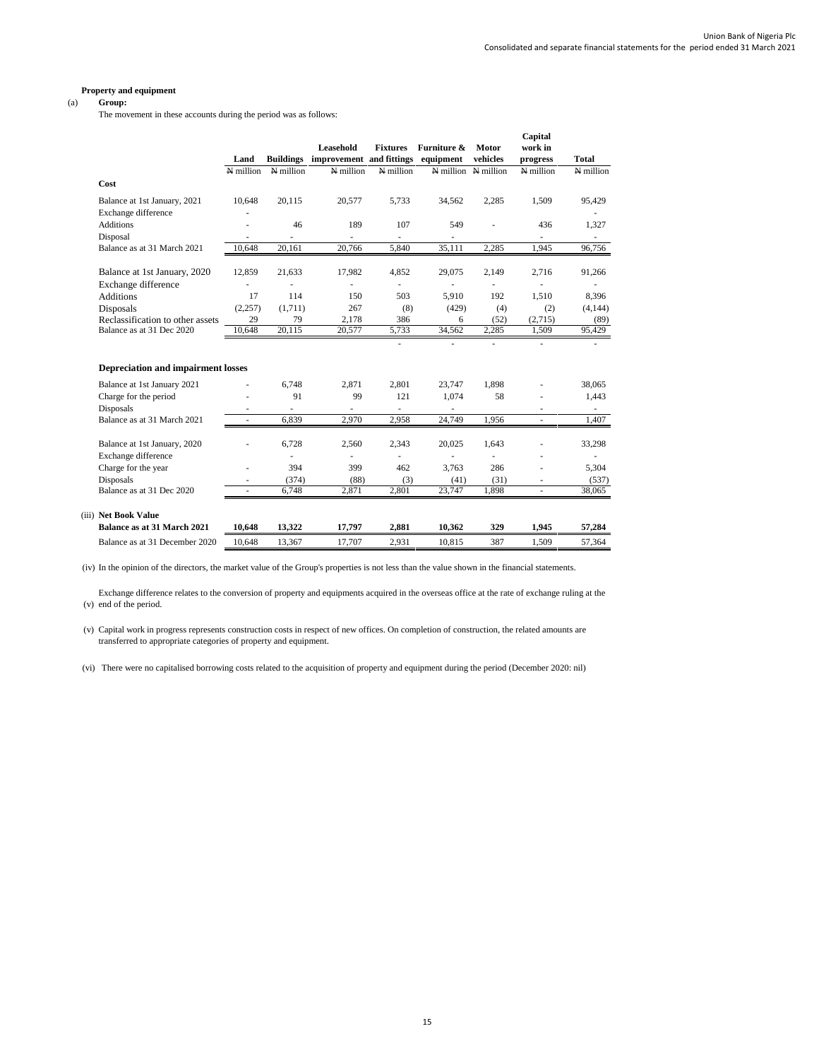**Property and equipment**

(a) **Group:**

The movement in these accounts during the period was as follows:

| | Land | Buildings | Leasehold improvement | Fixtures and fittings | Furniture & equipment | Motor vehicles | Capital work in progress | Total |
|---|---|---|---|---|---|---|---|---|
| | ₦ million | ₦ million | ₦ million | ₦ million | ₦ million | ₦ million | ₦ million | ₦ million |
| **Cost** | | | | | | | | |
| Balance at 1st January, 2021 | 10,648 | 20,115 | 20,577 | 5,733 | 34,562 | 2,285 | 1,509 | 95,429 |
| Exchange difference | - | | | | | | | - |
| Additions | - | 46 | 189 | 107 | 549 | - | 436 | 1,327 |
| Disposal | - | - | - | - | - | | - | - |
| Balance as at 31 March 2021 | 10,648 | 20,161 | 20,766 | 5,840 | 35,111 | 2,285 | 1,945 | 96,756 |
| | | | | | | | | |
| Balance at 1st January, 2020 | 12,859 | 21,633 | 17,982 | 4,852 | 29,075 | 2,149 | 2,716 | 91,266 |
| Exchange difference | - | - | - | - | - | - | - | - |
| Additions | 17 | 114 | 150 | 503 | 5,910 | 192 | 1,510 | 8,396 |
| Disposals | (2,257) | (1,711) | 267 | (8) | (429) | (4) | (2) | (4,144) |
| Reclassification to other assets | 29 | 79 | 2,178 | 386 | 6 | (52) | (2,715) | (89) |
| Balance as at 31 Dec 2020 | 10,648 | 20,115 | 20,577 | 5,733 | 34,562 | 2,285 | 1,509 | 95,429 |
| | | | | - | - | - | - | - |
| **Depreciation and impairment losses** | | | | | | | | |
| Balance at 1st January 2021 | - | 6,748 | 2,871 | 2,801 | 23,747 | 1,898 | - | 38,065 |
| Charge for the period | - | 91 | 99 | 121 | 1,074 | 58 | - | 1,443 |
| Disposals | - | - | - | - | - | | - | - |
| Balance as at 31 March 2021 | - | 6,839 | 2,970 | 2,958 | 24,749 | 1,956 | - | 1,407 |
| | | | | | | | | |
| Balance at 1st January, 2020 | - | 6,728 | 2,560 | 2,343 | 20,025 | 1,643 | - | 33,298 |
| Exchange difference | | - | - | - | - | - | - | - |
| Charge for the year | - | 394 | 399 | 462 | 3,763 | 286 | - | 5,304 |
| Disposals | - | (374) | (88) | (3) | (41) | (31) | - | (537) |
| Balance as at 31 Dec 2020 | - | 6,748 | 2,871 | 2,801 | 23,747 | 1,898 | - | 38,065 |
| | | | | | | | | |
| (iii) **Net Book Value** | | | | | | | | |
| **Balance as at 31 March 2021** | **10,648** | **13,322** | **17,797** | **2,881** | **10,362** | **329** | **1,945** | **57,284** |
| Balance as at 31 December 2020 | 10,648 | 13,367 | 17,707 | 2,931 | 10,815 | 387 | 1,509 | 57,364 |

(iv) In the opinion of the directors, the market value of the Group's properties is not less than the value shown in the financial statements.

(v) Exchange difference relates to the conversion of property and equipments acquired in the overseas office at the rate of exchange ruling at the end of the period.

(v) Capital work in progress represents construction costs in respect of new offices. On completion of construction, the related amounts are transferred to appropriate categories of property and equipment.

(vi) There were no capitalised borrowing costs related to the acquisition of property and equipment during the period (December 2020: nil)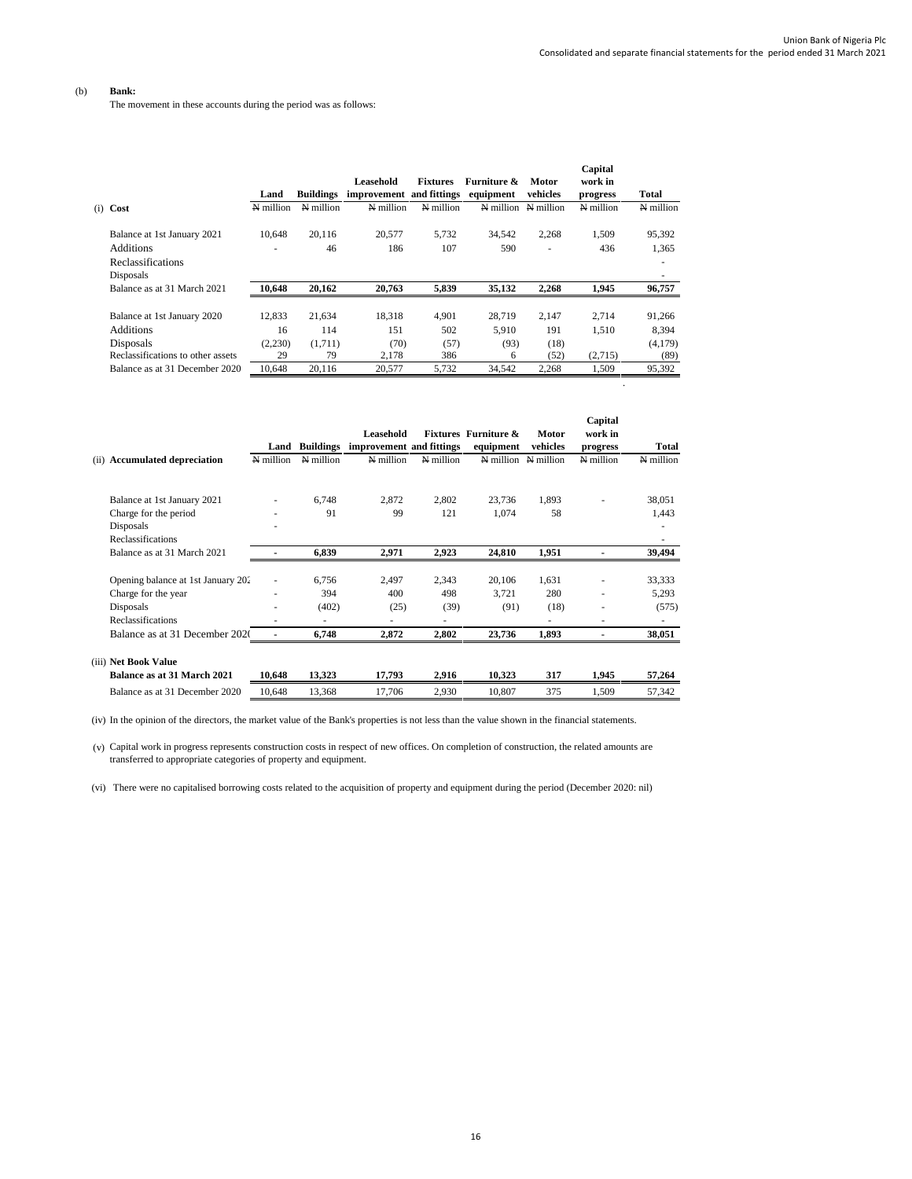(b) **Bank:**

The movement in these accounts during the period was as follows:

| (i) **Cost** | Land | Buildings | Leasehold improvement | Fixtures and fittings | Furniture & equipment | Motor vehicles | Capital work in progress | Total |
|---|---|---|---|---|---|---|---|---|
| | ₦ million | ₦ million | ₦ million | ₦ million | ₦ million | ₦ million | ₦ million | ₦ million |
| Balance at 1st January 2021 | 10,648 | 20,116 | 20,577 | 5,732 | 34,542 | 2,268 | 1,509 | 95,392 |
| Additions | - | 46 | 186 | 107 | 590 | - | 436 | 1,365 |
| Reclassifications | | | | | | | | - |
| Disposals | | | | | | | | - |
| Balance as at 31 March 2021 | **10,648** | **20,162** | **20,763** | **5,839** | **35,132** | **2,268** | **1,945** | **96,757** |
| | | | | | | | | |
| Balance at 1st January 2020 | 12,833 | 21,634 | 18,318 | 4,901 | 28,719 | 2,147 | 2,714 | 91,266 |
| Additions | 16 | 114 | 151 | 502 | 5,910 | 191 | 1,510 | 8,394 |
| Disposals | (2,230) | (1,711) | (70) | (57) | (93) | (18) | | (4,179) |
| Reclassifications to other assets | 29 | 79 | 2,178 | 386 | 6 | (52) | (2,715) | (89) |
| Balance as at 31 December 2020 | 10,648 | 20,116 | 20,577 | 5,732 | 34,542 | 2,268 | 1,509 | 95,392 |

| (ii) **Accumulated depreciation** | Land | Buildings | Leasehold improvement | Fixtures and fittings | Furniture & equipment | Motor vehicles | Capital work in progress | Total |
|---|---|---|---|---|---|---|---|---|
| | ₦ million | ₦ million | ₦ million | ₦ million | ₦ million | ₦ million | ₦ million | ₦ million |
| Balance at 1st January 2021 | - | 6,748 | 2,872 | 2,802 | 23,736 | 1,893 | - | 38,051 |
| Charge for the period | - | 91 | 99 | 121 | 1,074 | 58 | | 1,443 |
| Disposals | - | | | | | | | - |
| Reclassifications | | | | | | | | - |
| Balance as at 31 March 2021 | **-** | **6,839** | **2,971** | **2,923** | **24,810** | **1,951** | **-** | **39,494** |
| | | | | | | | | |
| Opening balance at 1st January 202 | - | 6,756 | 2,497 | 2,343 | 20,106 | 1,631 | - | 33,333 |
| Charge for the year | - | 394 | 400 | 498 | 3,721 | 280 | - | 5,293 |
| Disposals | - | (402) | (25) | (39) | (91) | (18) | - | (575) |
| Reclassifications | - | - | - | - | | - | - | - |
| Balance as at 31 December 202( | **-** | **6,748** | **2,872** | **2,802** | **23,736** | **1,893** | **-** | **38,051** |
| | | | | | | | | |
| (iii) **Net Book Value** | | | | | | | | |
| **Balance as at 31 March 2021** | **10,648** | **13,323** | **17,793** | **2,916** | **10,323** | **317** | **1,945** | **57,264** |
| Balance as at 31 December 2020 | 10,648 | 13,368 | 17,706 | 2,930 | 10,807 | 375 | 1,509 | 57,342 |

(iv) In the opinion of the directors, the market value of the Bank's properties is not less than the value shown in the financial statements.

(v) Capital work in progress represents construction costs in respect of new offices. On completion of construction, the related amounts are transferred to appropriate categories of property and equipment.

(vi) There were no capitalised borrowing costs related to the acquisition of property and equipment during the period (December 2020: nil)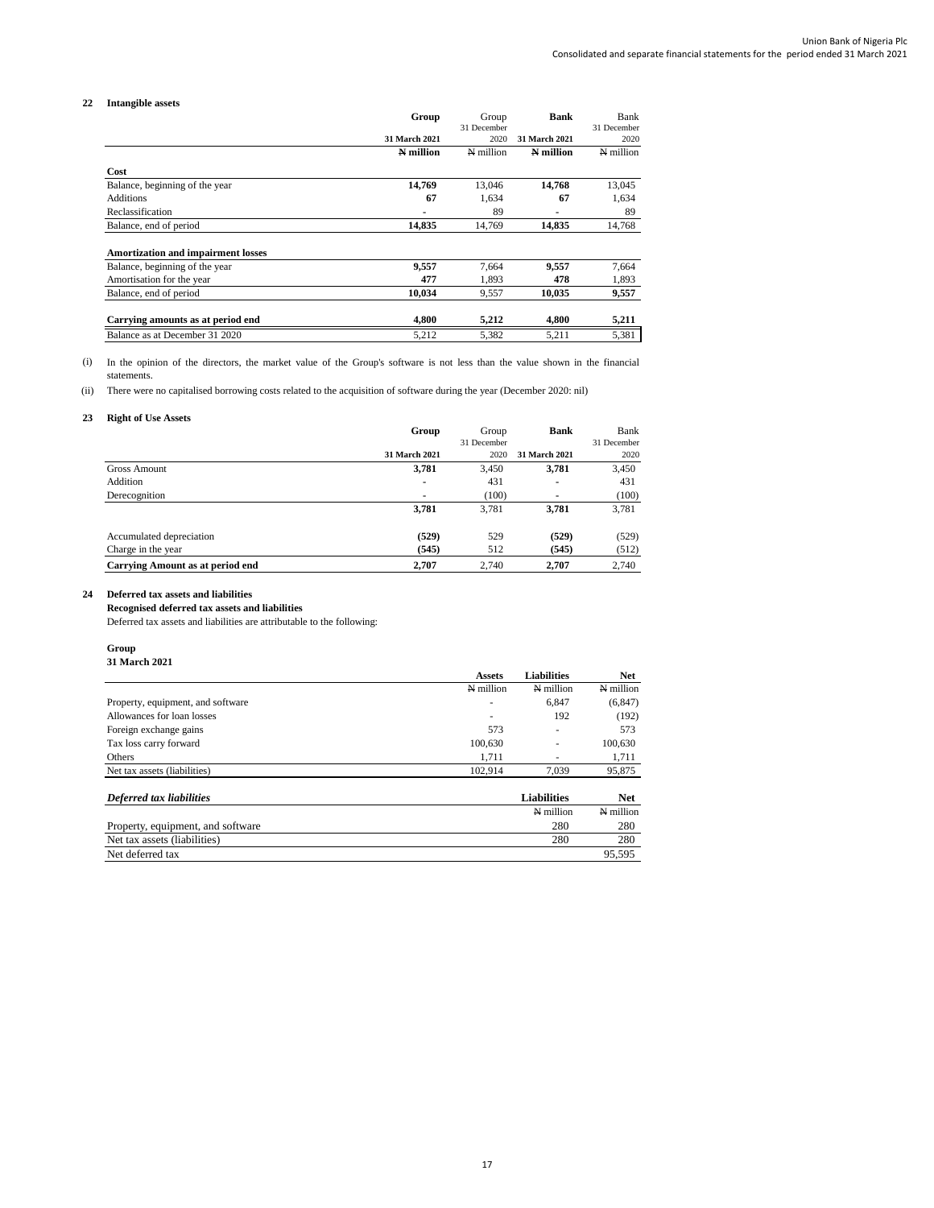## 22 Intangible assets

| | Group | Group | Bank | Bank |
|---|---|---|---|---|
| | 31 March 2021 | 31 December 2020 | 31 March 2021 | 31 December 2020 |
| | **₦ million** | ₦ million | **₦ million** | ₦ million |
| **Cost** | | | | |
| Balance, beginning of the year | **14,769** | 13,046 | **14,768** | 13,045 |
| Additions | **67** | 1,634 | **67** | 1,634 |
| Reclassification | **-** | 89 | **-** | 89 |
| Balance, end of period | **14,835** | 14,769 | **14,835** | 14,768 |
| **Amortization and impairment losses** | | | | |
| Balance, beginning of the year | **9,557** | 7,664 | **9,557** | 7,664 |
| Amortisation for the year | **477** | 1,893 | **478** | 1,893 |
| Balance, end of period | **10,034** | 9,557 | **10,035** | **9,557** |
| **Carrying amounts as at period end** | **4,800** | **5,212** | **4,800** | **5,211** |
| Balance as at December 31 2020 | 5,212 | 5,382 | 5,211 | 5,381 |

(i) In the opinion of the directors, the market value of the Group's software is not less than the value shown in the financial statements.

(ii) There were no capitalised borrowing costs related to the acquisition of software during the year (December 2020: nil)

## 23 Right of Use Assets

| | Group | Group | Bank | Bank |
|---|---|---|---|---|
| | 31 March 2021 | 31 December 2020 | 31 March 2021 | 31 December 2020 |
| Gross Amount | **3,781** | 3,450 | **3,781** | 3,450 |
| Addition | **-** | 431 | **-** | 431 |
| Derecognition | - | (100) | - | (100) |
| | **3,781** | 3,781 | **3,781** | 3,781 |
| Accumulated depreciation | **(529)** | 529 | **(529)** | (529) |
| Charge in the year | **(545)** | 512 | **(545)** | (512) |
| **Carrying Amount as at period end** | **2,707** | 2,740 | **2,707** | 2,740 |

## 24 Deferred tax assets and liabilities

**Recognised deferred tax assets and liabilities**

Deferred tax assets and liabilities are attributable to the following:

**Group**

**31 March 2021**

| | Assets | Liabilities | Net |
|---|---|---|---|
| | ₦ million | ₦ million | ₦ million |
| Property, equipment, and software | - | 6,847 | (6,847) |
| Allowances for loan losses | - | 192 | (192) |
| Foreign exchange gains | 573 | - | 573 |
| Tax loss carry forward | 100,630 | - | 100,630 |
| Others | 1,711 | - | 1,711 |
| Net tax assets (liabilities) | 102,914 | 7,039 | 95,875 |

| *Deferred tax liabilities* | Liabilities | Net |
|---|---|---|
| | ₦ million | ₦ million |
| Property, equipment, and software | 280 | 280 |
| Net tax assets (liabilities) | 280 | 280 |
| Net deferred tax | | 95,595 |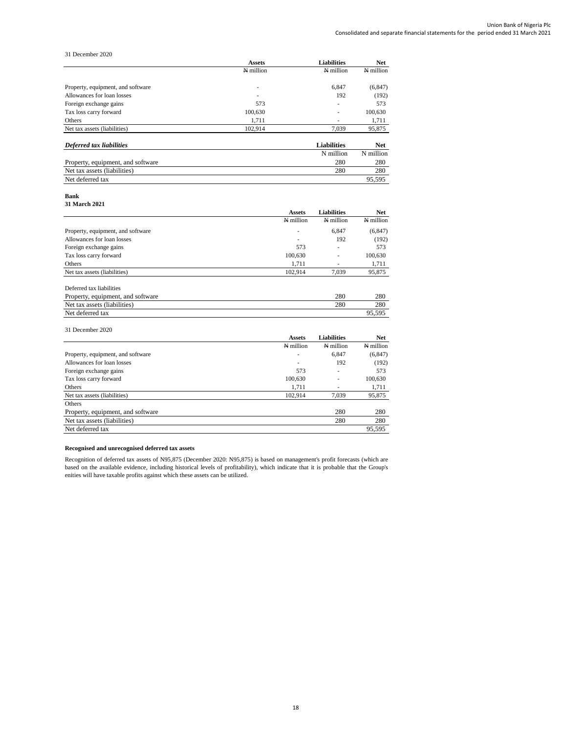31 December 2020

| | Assets | Liabilities | Net |
|---|---|---|---|
| | ₦ million | ₦ million | ₦ million |
| Property, equipment, and software | - | 6,847 | (6,847) |
| Allowances for loan losses | - | 192 | (192) |
| Foreign exchange gains | 573 | - | 573 |
| Tax loss carry forward | 100,630 | - | 100,630 |
| Others | 1,711 | - | 1,711 |
| Net tax assets (liabilities) | 102,914 | 7,039 | 95,875 |

| ***Deferred tax liabilities*** | Liabilities | Net |
|---|---|---|
| | N million | N million |
| Property, equipment, and software | 280 | 280 |
| Net tax assets (liabilities) | 280 | 280 |
| Net deferred tax | | 95,595 |

**Bank**
**31 March 2021**

| | Assets | Liabilities | Net |
|---|---|---|---|
| | ₦ million | ₦ million | ₦ million |
| Property, equipment, and software | - | 6,847 | (6,847) |
| Allowances for loan losses | - | 192 | (192) |
| Foreign exchange gains | 573 | - | 573 |
| Tax loss carry forward | 100,630 | - | 100,630 |
| Others | 1,711 | - | 1,711 |
| Net tax assets (liabilities) | 102,914 | 7,039 | 95,875 |
| Deferred tax liabilities | | | |
| Property, equipment, and software | | 280 | 280 |
| Net tax assets (liabilities) | | 280 | 280 |
| Net deferred tax | | | 95,595 |

31 December 2020

| | Assets | Liabilities | Net |
|---|---|---|---|
| | ₦ million | ₦ million | ₦ million |
| Property, equipment, and software | - | 6,847 | (6,847) |
| Allowances for loan losses | - | 192 | (192) |
| Foreign exchange gains | 573 | - | 573 |
| Tax loss carry forward | 100,630 | - | 100,630 |
| Others | 1,711 | - | 1,711 |
| Net tax assets (liabilities) | 102,914 | 7,039 | 95,875 |
| Others | | | |
| Property, equipment, and software | | 280 | 280 |
| Net tax assets (liabilities) | | 280 | 280 |
| Net deferred tax | | | 95,595 |

**Recognised and unrecognised deferred tax assets**

Recognition of deferred tax assets of N95,875 (December 2020: N95,875) is based on management's profit forecasts (which are based on the available evidence, including historical levels of profitability), which indicate that it is probable that the Group's enities will have taxable profits against which these assets can be utilized.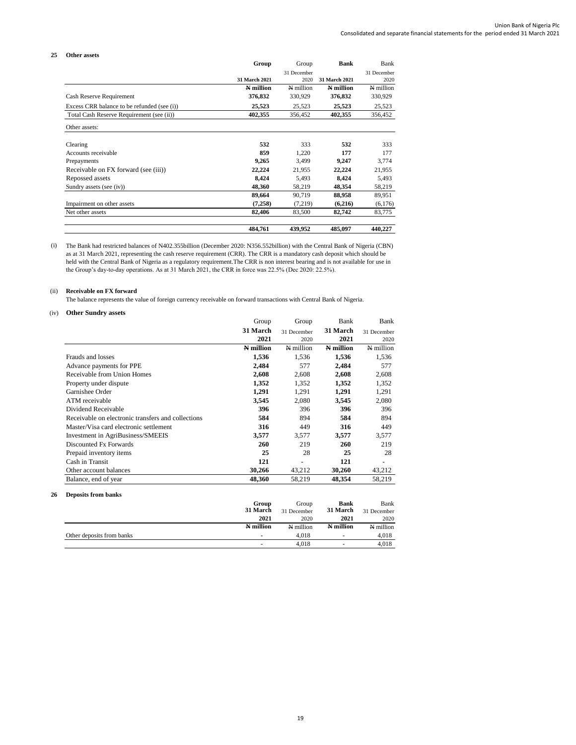## 25 Other assets

| | Group | Group | Bank | Bank |
|---|---|---|---|---|
| | 31 March 2021 | 31 December 2020 | 31 March 2021 | 31 December 2020 |
| | **₦ million** | ₦ million | **₦ million** | ₦ million |
| Cash Reserve Requirement | **376,832** | 330,929 | **376,832** | 330,929 |
| Excess CRR balance to be refunded (see (i)) | **25,523** | 25,523 | **25,523** | 25,523 |
| Total Cash Reserve Requirement (see (ii)) | **402,355** | 356,452 | **402,355** | 356,452 |
| Other assets: | | | | |
| Clearing | **532** | 333 | **532** | 333 |
| Accounts receivable | **859** | 1,220 | **177** | 177 |
| Prepayments | **9,265** | 3,499 | **9,247** | 3,774 |
| Receivable on FX forward (see (iii)) | **22,224** | 21,955 | **22,224** | 21,955 |
| Repossed assets | **8,424** | 5,493 | **8,424** | 5,493 |
| Sundry assets (see (iv)) | **48,360** | 58,219 | **48,354** | 58,219 |
| | **89,664** | 90,719 | **88,958** | 89,951 |
| Impairment on other assets | **(7,258)** | (7,219) | **(6,216)** | (6,176) |
| Net other assets | **82,406** | 83,500 | **82,742** | 83,775 |
| | **484,761** | **439,952** | **485,097** | **440,227** |

(i) The Bank had restricted balances of N402.355billion (December 2020: N356.552billion) with the Central Bank of Nigeria (CBN) as at 31 March 2021, representing the cash reserve requirement (CRR). The CRR is a mandatory cash deposit which should be held with the Central Bank of Nigeria as a regulatory requirement.The CRR is non interest bearing and is not available for use in the Group's day-to-day operations. As at 31 March 2021, the CRR in force was 22.5% (Dec 2020: 22.5%).

(ii) **Receivable on FX forward**

The balance represents the value of foreign currency receivable on forward transactions with Central Bank of Nigeria.

(iv) **Other Sundry assets**

| | Group | Group | Bank | Bank |
|---|---|---|---|---|
| | **31 March 2021** | 31 December 2020 | **31 March 2021** | 31 December 2020 |
| | **₦ million** | ₦ million | **₦ million** | ₦ million |
| Frauds and losses | **1,536** | 1,536 | **1,536** | 1,536 |
| Advance payments for PPE | **2,484** | 577 | **2,484** | 577 |
| Receivable from Union Homes | **2,608** | 2,608 | **2,608** | 2,608 |
| Property under dispute | **1,352** | 1,352 | **1,352** | 1,352 |
| Garnishee Order | **1,291** | 1,291 | **1,291** | 1,291 |
| ATM receivable | **3,545** | 2,080 | **3,545** | 2,080 |
| Dividend Receivable | **396** | 396 | **396** | 396 |
| Receivable on electronic transfers and collections | **584** | 894 | **584** | 894 |
| Master/Visa card electronic settlement | **316** | 449 | **316** | 449 |
| Investment in AgriBusiness/SMEEIS | **3,577** | 3,577 | **3,577** | 3,577 |
| Discounted Fx Forwards | **260** | 219 | **260** | 219 |
| Prepaid inventory items | **25** | 28 | **25** | 28 |
| Cash in Transit | **121** | - | **121** | - |
| Other account balances | **30,266** | 43,212 | **30,260** | 43,212 |
| Balance, end of year | **48,360** | 58,219 | **48,354** | 58,219 |

## 26 Deposits from banks

| | Group | Group | Bank | Bank |
|---|---|---|---|---|
| | **31 March 2021** | 31 December 2020 | **31 March 2021** | 31 December 2020 |
| | **₦ million** | ₦ million | **₦ million** | ₦ million |
| Other deposits from banks | - | 4,018 | - | 4,018 |
| | - | 4,018 | - | 4,018 |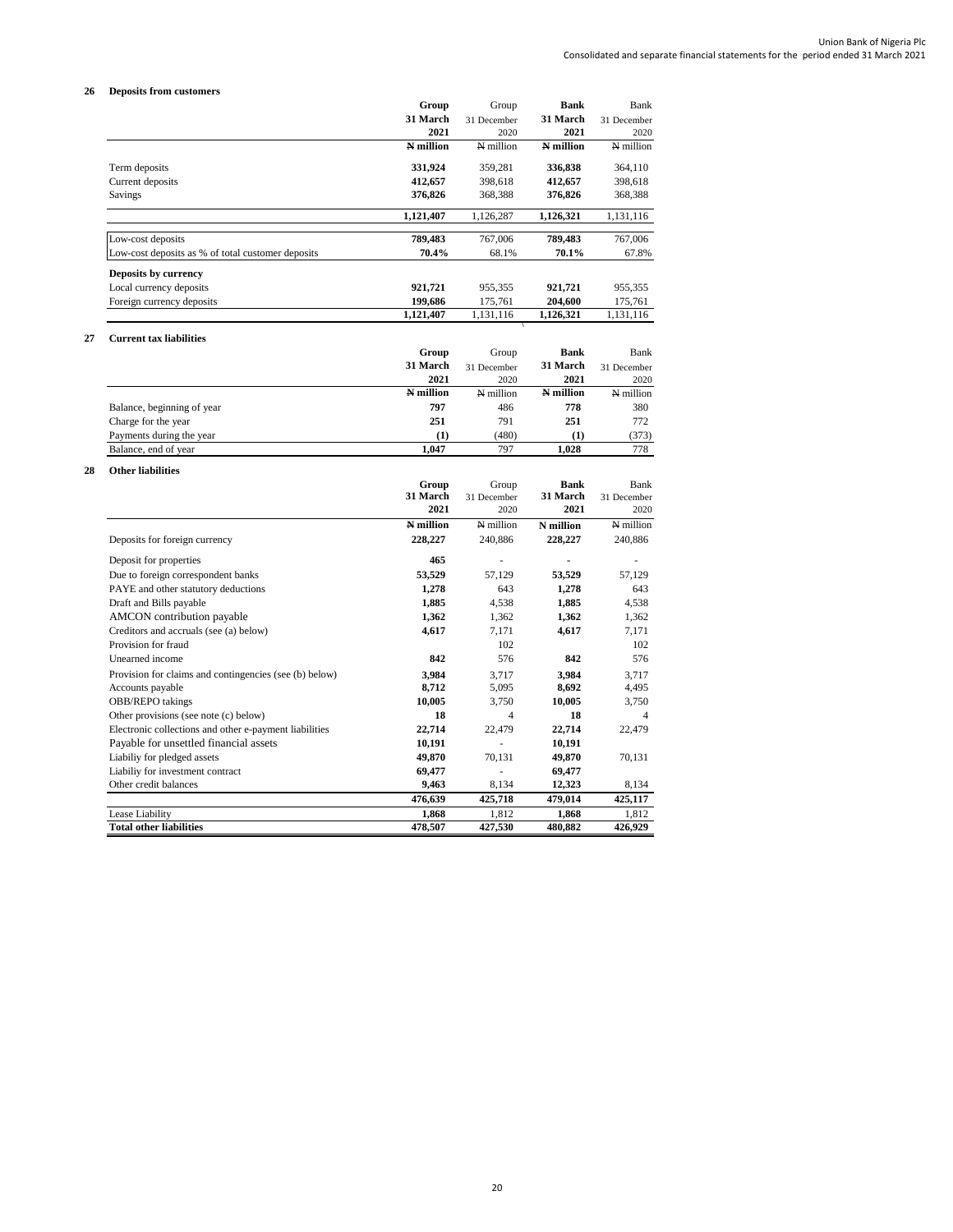## 26 Deposits from customers

| | Group 31 March 2021 | Group 31 December 2020 | Bank 31 March 2021 | Bank 31 December 2020 |
|---|---|---|---|---|
| | **₦ million** | ₦ million | **₦ million** | ₦ million |
| Term deposits | **331,924** | 359,281 | **336,838** | 364,110 |
| Current deposits | **412,657** | 398,618 | **412,657** | 398,618 |
| Savings | **376,826** | 368,388 | **376,826** | 368,388 |
| | **1,121,407** | 1,126,287 | **1,126,321** | 1,131,116 |
| Low-cost deposits | **789,483** | 767,006 | **789,483** | 767,006 |
| Low-cost deposits as % of total customer deposits | **70.4%** | 68.1% | **70.1%** | 67.8% |
| **Deposits by currency** | | | | |
| Local currency deposits | **921,721** | 955,355 | **921,721** | 955,355 |
| Foreign currency deposits | **199,686** | 175,761 | **204,600** | 175,761 |
| | **1,121,407** | 1,131,116 | **1,126,321** | 1,131,116 |

## 27 Current tax liabilities

| | Group 31 March 2021 | Group 31 December 2020 | Bank 31 March 2021 | Bank 31 December 2020 |
|---|---|---|---|---|
| | **₦ million** | ₦ million | **₦ million** | ₦ million |
| Balance, beginning of year | **797** | 486 | **778** | 380 |
| Charge for the year | **251** | 791 | **251** | 772 |
| Payments during the year | **(1)** | (480) | **(1)** | (373) |
| Balance, end of year | **1,047** | 797 | **1,028** | 778 |

## 28 Other liabilities

| | Group 31 March 2021 | Group 31 December 2020 | Bank 31 March 2021 | Bank 31 December 2020 |
|---|---|---|---|---|
| | **₦ million** | ₦ million | **N million** | ₦ million |
| Deposits for foreign currency | **228,227** | 240,886 | **228,227** | 240,886 |
| Deposit for properties | **465** | - | - | - |
| Due to foreign correspondent banks | **53,529** | 57,129 | **53,529** | 57,129 |
| PAYE and other statutory deductions | **1,278** | 643 | **1,278** | 643 |
| Draft and Bills payable | **1,885** | 4,538 | **1,885** | 4,538 |
| AMCON contribution payable | **1,362** | 1,362 | **1,362** | 1,362 |
| Creditors and accruals (see (a) below) | **4,617** | 7,171 | **4,617** | 7,171 |
| Provision for fraud | | 102 | | 102 |
| Unearned income | **842** | 576 | **842** | 576 |
| Provision for claims and contingencies (see (b) below) | **3,984** | 3,717 | **3,984** | 3,717 |
| Accounts payable | **8,712** | 5,095 | **8,692** | 4,495 |
| OBB/REPO takings | **10,005** | 3,750 | **10,005** | 3,750 |
| Other provisions (see note (c) below) | **18** | 4 | **18** | 4 |
| Electronic collections and other e-payment liabilities | **22,714** | 22,479 | **22,714** | 22,479 |
| Payable for unsettled financial assets | **10,191** | - | **10,191** | |
| Liabiliy for pledged assets | **49,870** | 70,131 | **49,870** | 70,131 |
| Liabiliy for investment contract | **69,477** | - | **69,477** | |
| Other credit balances | **9,463** | 8,134 | **12,323** | 8,134 |
| | **476,639** | **425,718** | **479,014** | **425,117** |
| Lease Liability | **1,868** | 1,812 | **1,868** | 1,812 |
| **Total other liabilities** | **478,507** | **427,530** | **480,882** | **426,929** |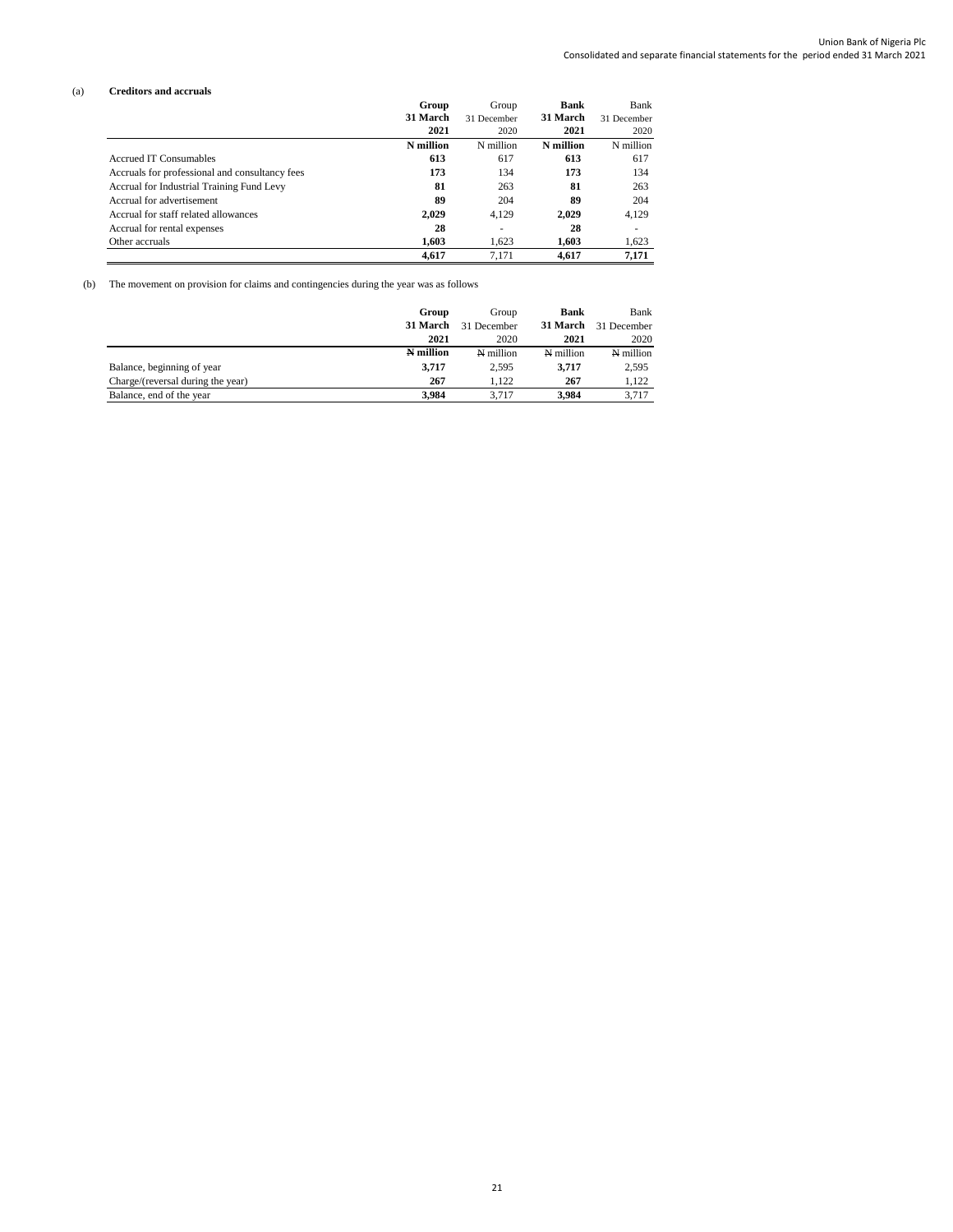(a) **Creditors and accruals**

| | **Group 31 March 2021** | Group 31 December 2020 | **Bank 31 March 2021** | Bank 31 December 2020 |
|---|---|---|---|---|
| | **N million** | N million | **N million** | N million |
| Accrued IT Consumables | **613** | 617 | **613** | 617 |
| Accruals for professional and consultancy fees | **173** | 134 | **173** | 134 |
| Accrual for Industrial Training Fund Levy | **81** | 263 | **81** | 263 |
| Accrual for advertisement | **89** | 204 | **89** | 204 |
| Accrual for staff related allowances | **2,029** | 4,129 | **2,029** | 4,129 |
| Accrual for rental expenses | **28** | - | **28** | - |
| Other accruals | **1,603** | 1,623 | **1,603** | 1,623 |
| | **4,617** | 7,171 | **4,617** | **7,171** |

(b) The movement on provision for claims and contingencies during the year was as follows

| | **Group 31 March 2021** | Group 31 December 2020 | **Bank 31 March 2021** | Bank 31 December 2020 |
|---|---|---|---|---|
| | **₦ million** | ₦ million | ₦ million | ₦ million |
| Balance, beginning of year | **3,717** | 2,595 | **3,717** | 2,595 |
| Charge/(reversal during the year) | **267** | 1,122 | **267** | 1,122 |
| Balance, end of the year | **3,984** | 3,717 | **3,984** | 3,717 |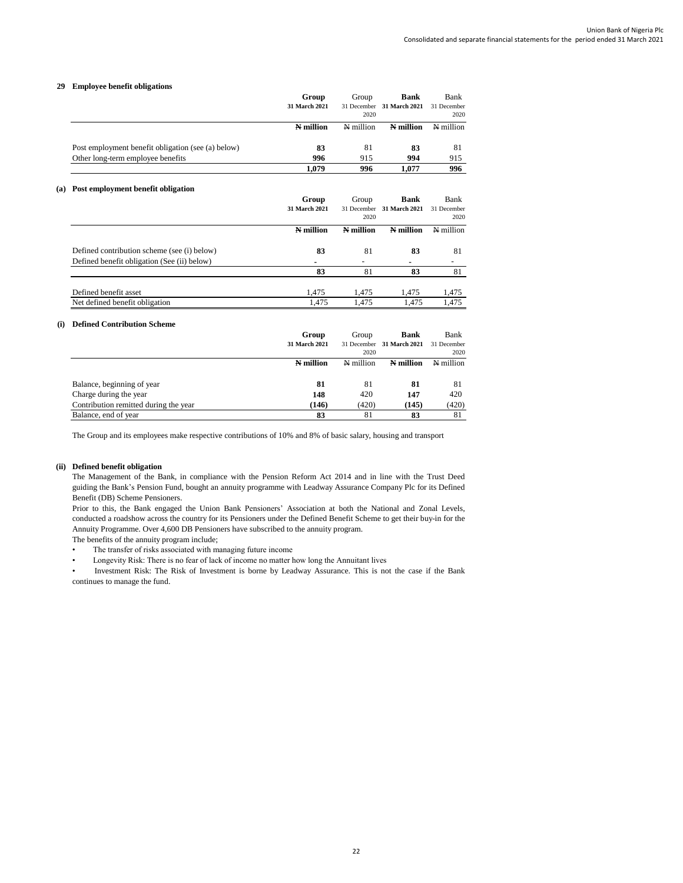## 29 Employee benefit obligations

| | Group 31 March 2021 | Group 31 December 2020 | Bank 31 March 2021 | Bank 31 December 2020 |
|---|---|---|---|---|
| | **₦ million** | ₦ million | **₦ million** | ₦ million |
| Post employment benefit obligation (see (a) below) | **83** | 81 | **83** | 81 |
| Other long-term employee benefits | **996** | 915 | **994** | 915 |
| | **1,079** | **996** | **1,077** | **996** |

### (a) Post employment benefit obligation

| | Group 31 March 2021 | Group 31 December 2020 | Bank 31 March 2021 | Bank 31 December 2020 |
|---|---|---|---|---|
| | **₦ million** | **₦ million** | **₦ million** | ₦ million |
| Defined contribution scheme (see (i) below) | **83** | 81 | **83** | 81 |
| Defined benefit obligation (See (ii) below) | **-** | - | **-** | - |
| | **83** | 81 | **83** | 81 |
| Defined benefit asset | 1,475 | 1,475 | 1,475 | 1,475 |
| Net defined benefit obligation | 1,475 | 1,475 | 1,475 | 1,475 |

### (i) Defined Contribution Scheme

| | Group 31 March 2021 | Group 31 December 2020 | Bank 31 March 2021 | Bank 31 December 2020 |
|---|---|---|---|---|
| | **₦ million** | ₦ million | **₦ million** | ₦ million |
| Balance, beginning of year | **81** | 81 | **81** | 81 |
| Charge during the year | **148** | 420 | **147** | 420 |
| Contribution remitted during the year | **(146)** | (420) | **(145)** | (420) |
| Balance, end of year | **83** | 81 | **83** | 81 |

The Group and its employees make respective contributions of 10% and 8% of basic salary, housing and transport

### (ii) Defined benefit obligation

The Management of the Bank, in compliance with the Pension Reform Act 2014 and in line with the Trust Deed guiding the Bank's Pension Fund, bought an annuity programme with Leadway Assurance Company Plc for its Defined Benefit (DB) Scheme Pensioners.

Prior to this, the Bank engaged the Union Bank Pensioners' Association at both the National and Zonal Levels, conducted a roadshow across the country for its Pensioners under the Defined Benefit Scheme to get their buy-in for the Annuity Programme. Over 4,600 DB Pensioners have subscribed to the annuity program.

The benefits of the annuity program include;

- The transfer of risks associated with managing future income
- Longevity Risk: There is no fear of lack of income no matter how long the Annuitant lives
- Investment Risk: The Risk of Investment is borne by Leadway Assurance. This is not the case if the Bank continues to manage the fund.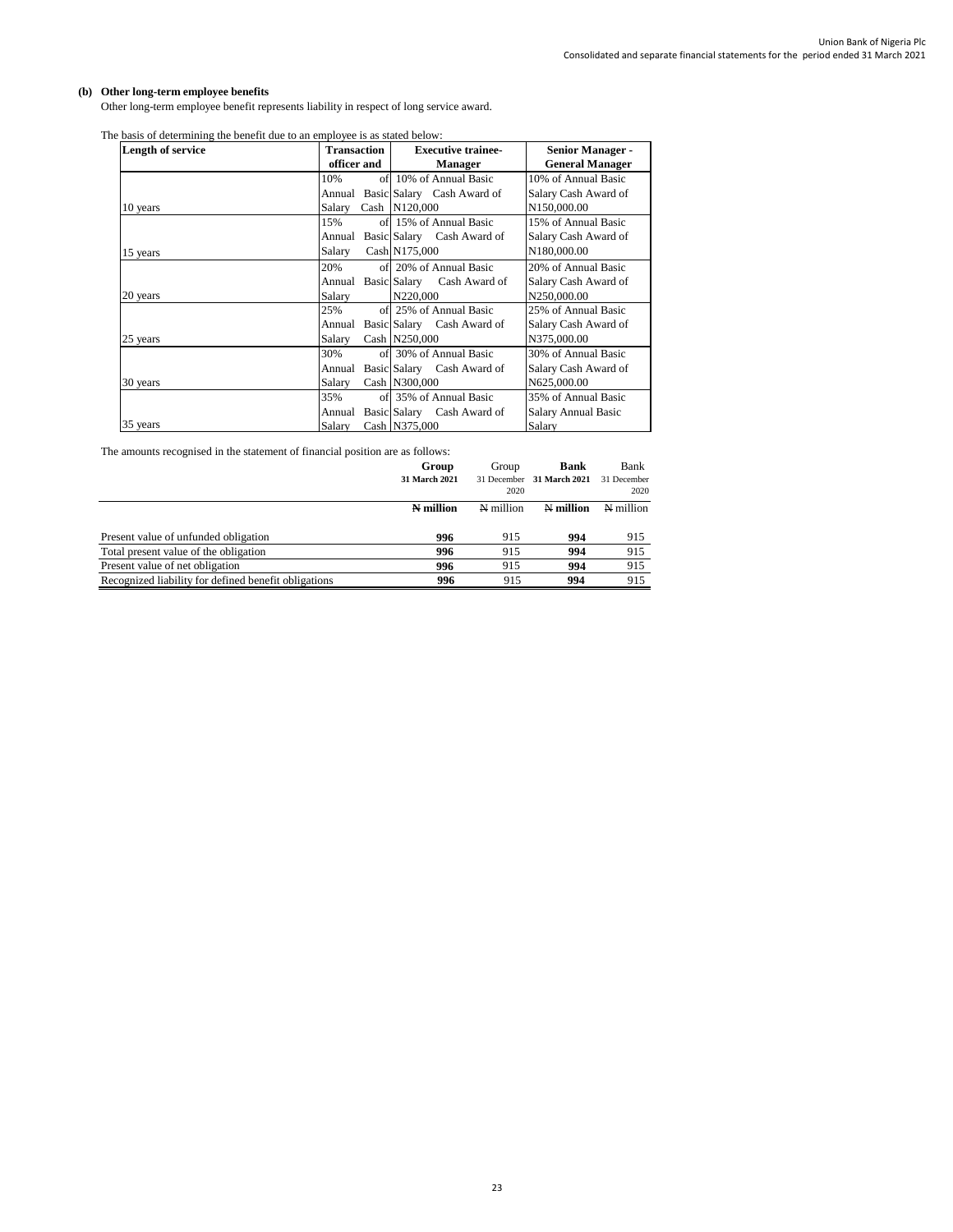**(b) Other long-term employee benefits**

Other long-term employee benefit represents liability in respect of long service award.

The basis of determining the benefit due to an employee is as stated below:

| Length of service | Transaction officer and | Executive trainee- Manager | Senior Manager - General Manager |
|---|---|---|---|
| 10 years | 10% of Annual Basic Salary Cash | 10% of Annual Basic Salary Cash Award of N120,000 | 10% of Annual Basic Salary Cash Award of N150,000.00 |
| 15 years | 15% of Annual Basic Salary Cash | 15% of Annual Basic Salary Cash Award of N175,000 | 15% of Annual Basic Salary Cash Award of N180,000.00 |
| 20 years | 20% of Annual Basic Salary | 20% of Annual Basic Salary Cash Award of N220,000 | 20% of Annual Basic Salary Cash Award of N250,000.00 |
| 25 years | 25% of Annual Basic Salary Cash | 25% of Annual Basic Salary Cash Award of N250,000 | 25% of Annual Basic Salary Cash Award of N375,000.00 |
| 30 years | 30% of Annual Basic Salary Cash | 30% of Annual Basic Salary Cash Award of N300,000 | 30% of Annual Basic Salary Cash Award of N625,000.00 |
| 35 years | 35% of Annual Basic Salary Cash | 35% of Annual Basic Salary Cash Award of N375,000 | 35% of Annual Basic Salary Annual Basic Salary |

The amounts recognised in the statement of financial position are as follows:

| | Group 31 March 2021 | Group 31 December 2020 | Bank 31 March 2021 | Bank 31 December 2020 |
|---|---|---|---|---|
| | **₦ million** | ₦ million | **₦ million** | ₦ million |
| Present value of unfunded obligation | **996** | 915 | **994** | 915 |
| Total present value of the obligation | **996** | 915 | **994** | 915 |
| Present value of net obligation | **996** | 915 | **994** | 915 |
| Recognized liability for defined benefit obligations | **996** | 915 | **994** | 915 |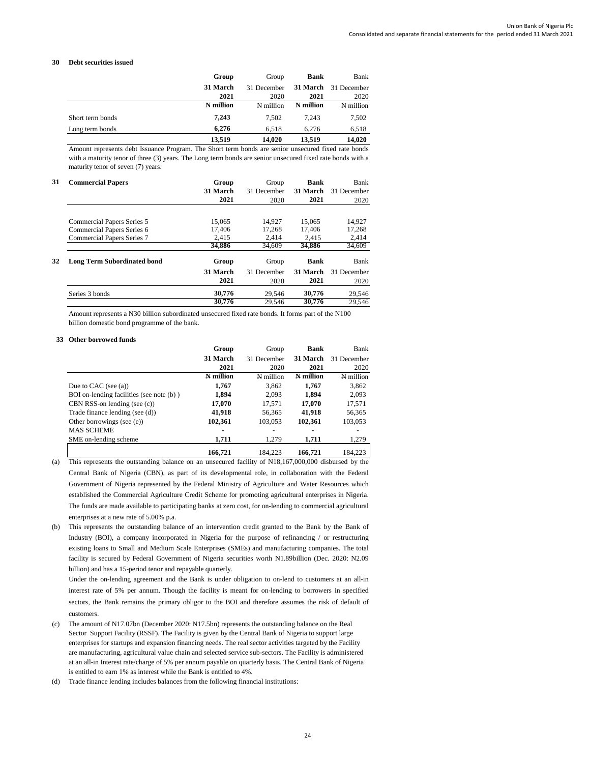## 30 Debt securities issued

| | Group | Group | Bank | Bank |
|---|---|---|---|---|
| | **31 March 2021** | 31 December 2020 | **31 March 2021** | 31 December 2020 |
| | **₦ million** | ₦ million | **₦ million** | ₦ million |
| Short term bonds | **7,243** | 7,502 | 7,243 | 7,502 |
| Long term bonds | **6,276** | 6,518 | 6,276 | 6,518 |
| | **13,519** | **14,020** | **13,519** | **14,020** |

Amount represents debt Issuance Program. The Short term bonds are senior unsecured fixed rate bonds with a maturity tenor of three (3) years. The Long term bonds are senior unsecured fixed rate bonds with a maturity tenor of seven (7) years.

## 31 Commercial Papers

| | Group | Group | Bank | Bank |
|---|---|---|---|---|
| | **31 March 2021** | 31 December 2020 | **31 March 2021** | 31 December 2020 |
| Commercial Papers Series 5 | 15,065 | 14,927 | 15,065 | 14,927 |
| Commercial Papers Series 6 | 17,406 | 17,268 | 17,406 | 17,268 |
| Commercial Papers Series 7 | 2,415 | 2,414 | 2,415 | 2,414 |
| | **34,886** | 34,609 | **34,886** | 34,609 |

## 32 Long Term Subordinated bond

| | Group | Group | Bank | Bank |
|---|---|---|---|---|
| | **31 March 2021** | 31 December 2020 | **31 March 2021** | 31 December 2020 |
| Series 3 bonds | **30,776** | 29,546 | **30,776** | 29,546 |
| | **30,776** | 29,546 | **30,776** | 29,546 |

Amount represents a N30 billion subordinated unsecured fixed rate bonds. It forms part of the N100 billion domestic bond programme of the bank.

## 33 Other borrowed funds

| | Group | Group | Bank | Bank |
|---|---|---|---|---|
| | **31 March 2021** | 31 December 2020 | **31 March 2021** | 31 December 2020 |
| | **₦ million** | ₦ million | **₦ million** | ₦ million |
| Due to CAC (see (a)) | **1,767** | 3,862 | **1,767** | 3,862 |
| BOI on-lending facilities (see note (b) ) | **1,894** | 2,093 | **1,894** | 2,093 |
| CBN RSS-on lending (see (c)) | **17,070** | 17,571 | **17,070** | 17,571 |
| Trade finance lending (see (d)) | **41,918** | 56,365 | **41,918** | 56,365 |
| Other borrowings (see (e)) | **102,361** | 103,053 | **102,361** | 103,053 |
| MAS SCHEME | **-** | - | **-** | - |
| SME on-lending scheme | **1,711** | 1,279 | **1,711** | 1,279 |
| | **166,721** | 184,223 | **166,721** | 184,223 |

(a) This represents the outstanding balance on an unsecured facility of N18,167,000,000 disbursed by the Central Bank of Nigeria (CBN), as part of its developmental role, in collaboration with the Federal Government of Nigeria represented by the Federal Ministry of Agriculture and Water Resources which established the Commercial Agriculture Credit Scheme for promoting agricultural enterprises in Nigeria. The funds are made available to participating banks at zero cost, for on-lending to commercial agricultural enterprises at a new rate of 5.00% p.a.

(b) This represents the outstanding balance of an intervention credit granted to the Bank by the Bank of Industry (BOI), a company incorporated in Nigeria for the purpose of refinancing / or restructuring existing loans to Small and Medium Scale Enterprises (SMEs) and manufacturing companies. The total facility is secured by Federal Government of Nigeria securities worth N1.89billion (Dec. 2020: N2.09 billion) and has a 15-period tenor and repayable quarterly.

Under the on-lending agreement and the Bank is under obligation to on-lend to customers at an all-in interest rate of 5% per annum. Though the facility is meant for on-lending to borrowers in specified sectors, the Bank remains the primary obligor to the BOI and therefore assumes the risk of default of customers.

(c) The amount of N17.07bn (December 2020: N17.5bn) represents the outstanding balance on the Real Sector Support Facility (RSSF). The Facility is given by the Central Bank of Nigeria to support large enterprises for startups and expansion financing needs. The real sector activities targeted by the Facility are manufacturing, agricultural value chain and selected service sub-sectors. The Facility is administered at an all-in Interest rate/charge of 5% per annum payable on quarterly basis. The Central Bank of Nigeria is entitled to earn 1% as interest while the Bank is entitled to 4%.

(d) Trade finance lending includes balances from the following financial institutions: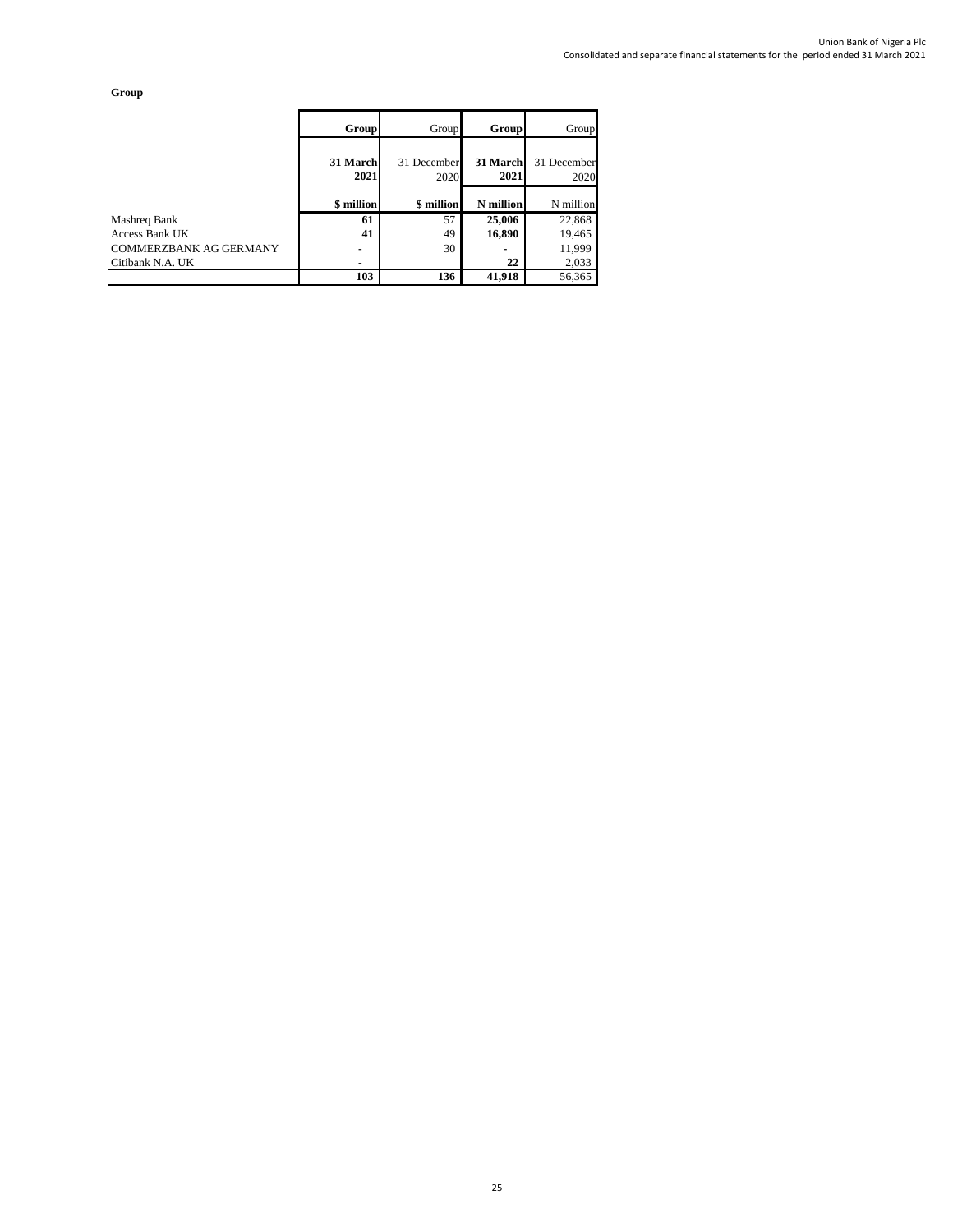**Group**

| | Group | Group | Group | Group |
|---|---|---|---|---|
| | **31 March 2021** | 31 December 2020 | **31 March 2021** | 31 December 2020 |
| | **\$ million** | \$ million | **N million** | N million |
| Mashreq Bank | **61** | 57 | **25,006** | 22,868 |
| Access Bank UK | **41** | 49 | **16,890** | 19,465 |
| COMMERZBANK AG GERMANY | **-** | 30 | **-** | 11,999 |
| Citibank N.A. UK | **-** | | **22** | 2,033 |
| | **103** | 136 | **41,918** | 56,365 |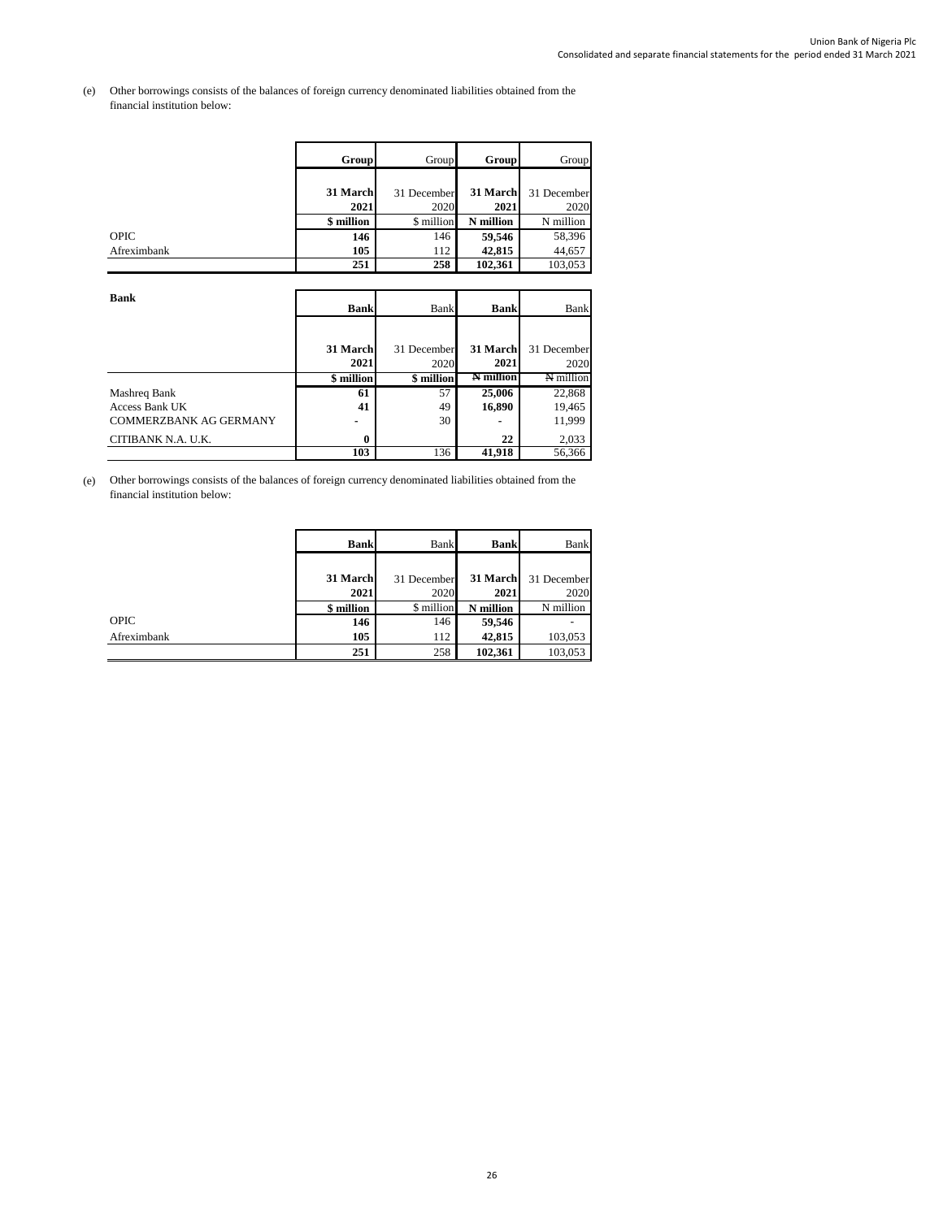(e) Other borrowings consists of the balances of foreign currency denominated liabilities obtained from the financial institution below:

| | Group | Group | Group | Group |
|---|---|---|---|---|
| | 31 March 2021 | 31 December 2020 | 31 March 2021 | 31 December 2020 |
| | $ million | $ million | N million | N million |
| OPIC | 146 | 146 | 59,546 | 58,396 |
| Afreximbank | 105 | 112 | 42,815 | 44,657 |
| | 251 | 258 | 102,361 | 103,053 |

**Bank**

| | Bank | Bank | Bank | Bank |
|---|---|---|---|---|
| | 31 March 2021 | 31 December 2020 | 31 March 2021 | 31 December 2020 |
| | $ million | $ million | ₦ million | ₦ million |
| Mashreq Bank | 61 | 57 | 25,006 | 22,868 |
| Access Bank UK | 41 | 49 | 16,890 | 19,465 |
| COMMERZBANK AG GERMANY | - | 30 | - | 11,999 |
| CITIBANK N.A. U.K. | 0 | | 22 | 2,033 |
| | 103 | 136 | 41,918 | 56,366 |

(e) Other borrowings consists of the balances of foreign currency denominated liabilities obtained from the financial institution below:

| | Bank | Bank | Bank | Bank |
|---|---|---|---|---|
| | 31 March 2021 | 31 December 2020 | 31 March 2021 | 31 December 2020 |
| | $ million | $ million | N million | N million |
| OPIC | 146 | 146 | 59,546 | - |
| Afreximbank | 105 | 112 | 42,815 | 103,053 |
| | 251 | 258 | 102,361 | 103,053 |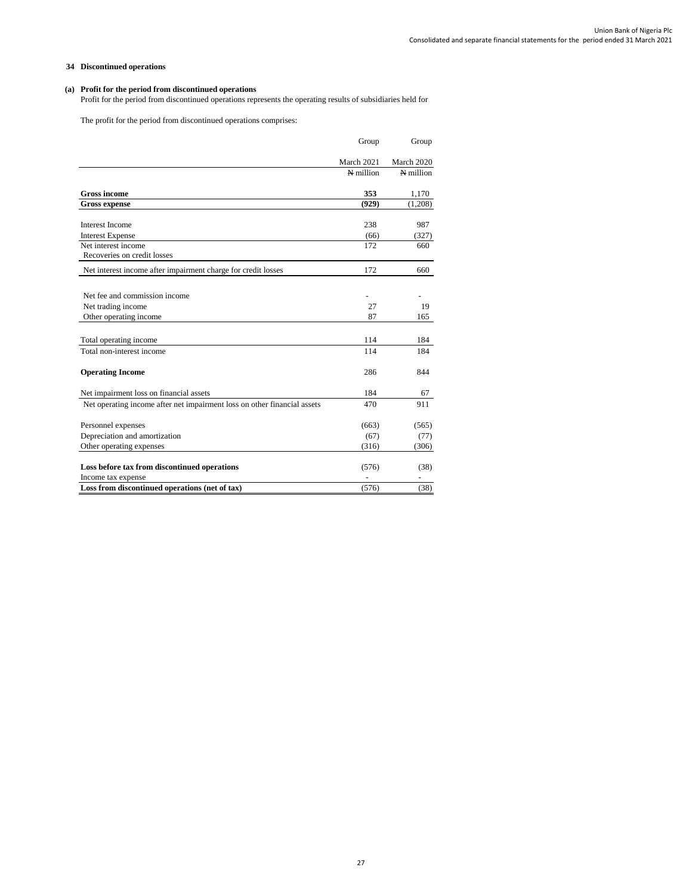### 34 Discontinued operations

#### (a) Profit for the period from discontinued operations

Profit for the period from discontinued operations represents the operating results of subsidiaries held for

The profit for the period from discontinued operations comprises:

| | Group | Group |
|---|---|---|
| | March 2021 | March 2020 |
| | ₦ million | ₦ million |
| **Gross income** | **353** | 1,170 |
| **Gross expense** | **(929)** | (1,208) |
| Interest Income | 238 | 987 |
| Interest Expense | (66) | (327) |
| Net interest income | 172 | 660 |
| Recoveries on credit losses | | |
| Net interest income after impairment charge for credit losses | 172 | 660 |
| Net fee and commission income | - | - |
| Net trading income | 27 | 19 |
| Other operating income | 87 | 165 |
| Total operating income | 114 | 184 |
| Total non-interest income | 114 | 184 |
| **Operating Income** | 286 | 844 |
| Net impairment loss on financial assets | 184 | 67 |
| Net operating income after net impairment loss on other financial assets | 470 | 911 |
| Personnel expenses | (663) | (565) |
| Depreciation and amortization | (67) | (77) |
| Other operating expenses | (316) | (306) |
| **Loss before tax from discontinued operations** | (576) | (38) |
| Income tax expense | - | - |
| **Loss from discontinued operations (net of tax)** | (576) | (38) |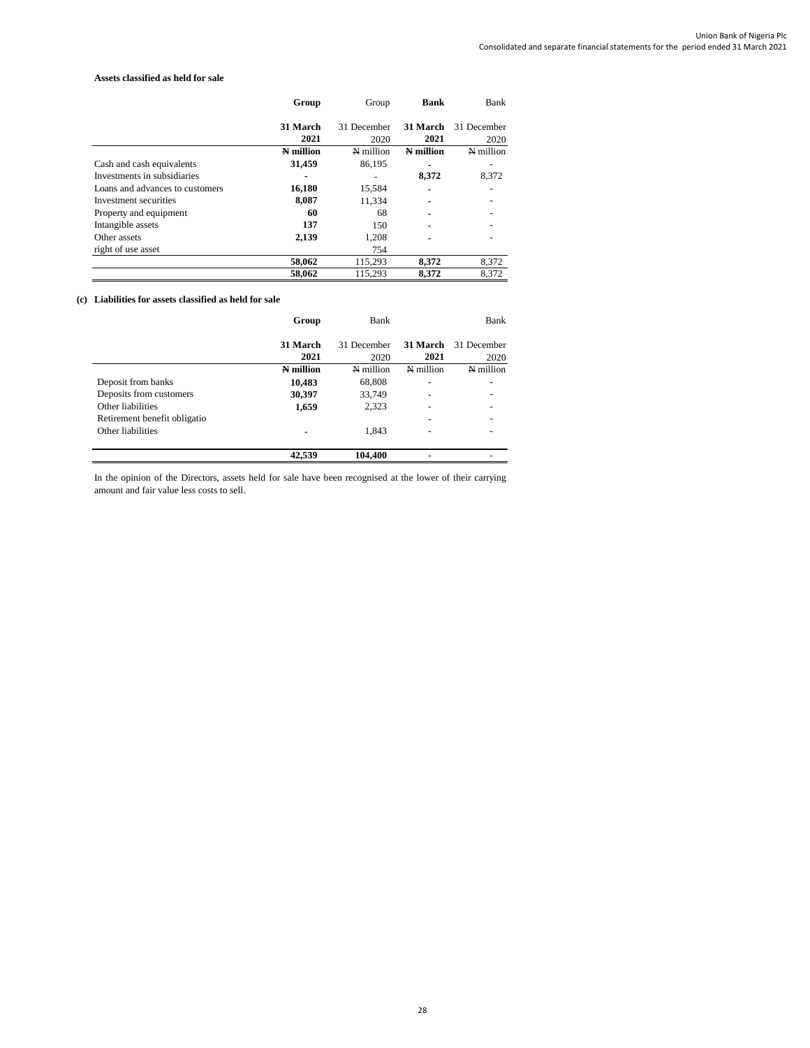**Assets classified as held for sale**

| | Group | Group | Bank | Bank |
|---|---|---|---|---|
| | 31 March 2021 | 31 December 2020 | 31 March 2021 | 31 December 2020 |
| | ₦ million | ₦ million | ₦ million | ₦ million |
| Cash and cash equivalents | 31,459 | 86,195 | - | - |
| Investments in subsidiaries | - | - | 8,372 | 8,372 |
| Loans and advances to customers | 16,180 | 15,584 | - | - |
| Investment securities | 8,087 | 11,334 | - | - |
| Property and equipment | 60 | 68 | - | - |
| Intangible assets | 137 | 150 | - | - |
| Other assets | 2,139 | 1,208 | - | - |
| right of use asset | | 754 | | |
| | 58,062 | 115,293 | 8,372 | 8,372 |
| | 58,062 | 115,293 | 8,372 | 8,372 |

**(c) Liabilities for assets classified as held for sale**

| | Group | Bank | | Bank |
|---|---|---|---|---|
| | 31 March 2021 | 31 December 2020 | 31 March 2021 | 31 December 2020 |
| | ₦ million | ₦ million | ₦ million | ₦ million |
| Deposit from banks | 10,483 | 68,808 | - | - |
| Deposits from customers | 30,397 | 33,749 | - | - |
| Other liabilities | 1,659 | 2,323 | - | - |
| Retirement benefit obligatio | | | - | - |
| Other liabilities | - | 1,843 | - | - |
| | 42,539 | 104,400 | - | - |

In the opinion of the Directors, assets held for sale have been recognised at the lower of their carrying amount and fair value less costs to sell.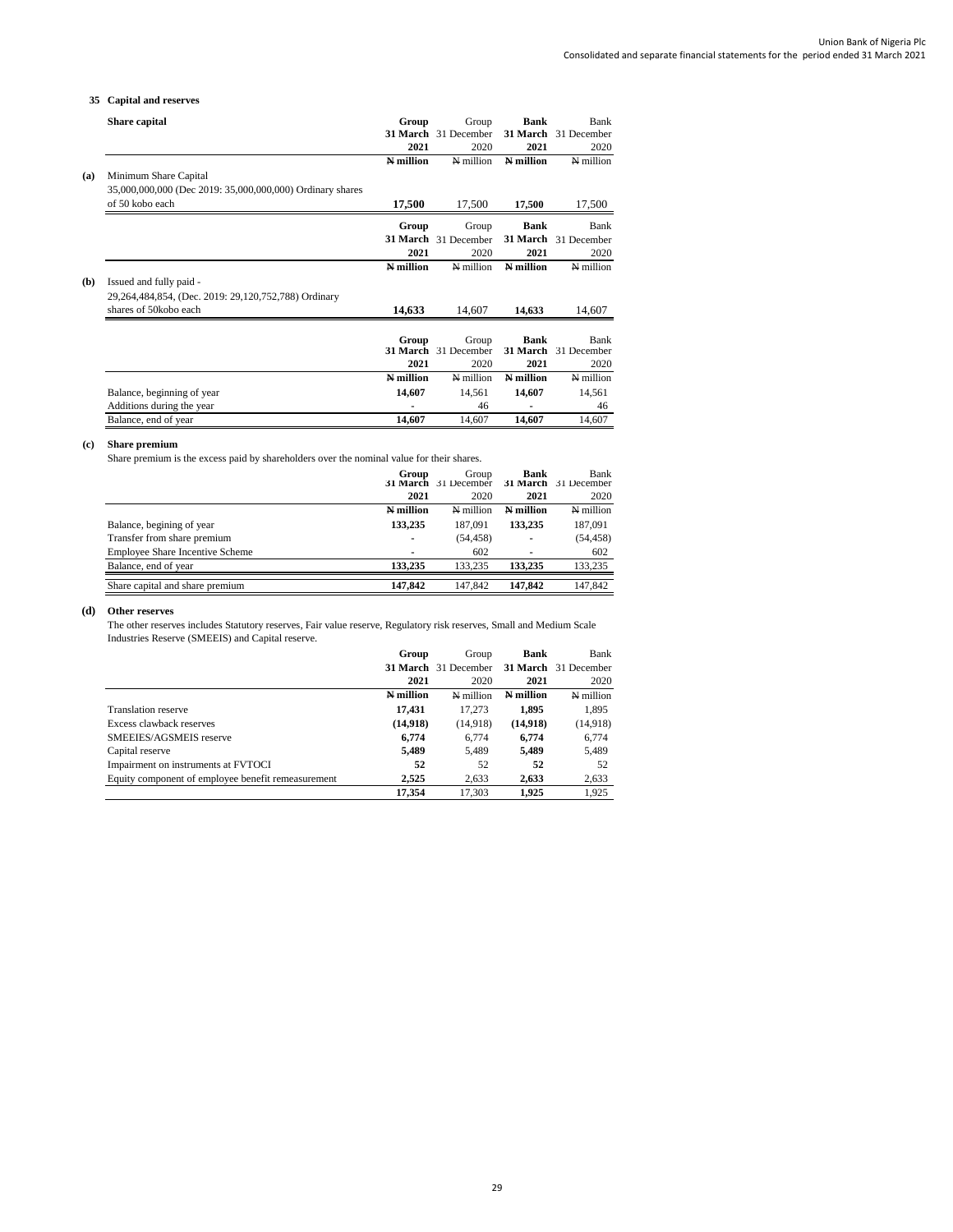## 35 Capital and reserves

**Share capital**

| | **Group 31 March 2021** | Group 31 December 2020 | **Bank 31 March 2021** | Bank 31 December 2020 |
|---|---|---|---|---|
| | **₦ million** | ₦ million | **₦ million** | ₦ million |
| **(a)** Minimum Share Capital | | | | |
| 35,000,000,000 (Dec 2019: 35,000,000,000) Ordinary shares of 50 kobo each | **17,500** | 17,500 | **17,500** | 17,500 |

| | **Group 31 March 2021** | Group 31 December 2020 | **Bank 31 March 2021** | Bank 31 December 2020 |
|---|---|---|---|---|
| | **₦ million** | ₦ million | **₦ million** | ₦ million |
| **(b)** Issued and fully paid - | | | | |
| 29,264,484,854, (Dec. 2019: 29,120,752,788) Ordinary shares of 50kobo each | **14,633** | 14,607 | **14,633** | 14,607 |

| | **Group 31 March 2021** | Group 31 December 2020 | **Bank 31 March 2021** | Bank 31 December 2020 |
|---|---|---|---|---|
| | **₦ million** | ₦ million | **₦ million** | ₦ million |
| Balance, beginning of year | **14,607** | 14,561 | **14,607** | 14,561 |
| Additions during the year | **-** | 46 | **-** | 46 |
| Balance, end of year | **14,607** | 14,607 | **14,607** | 14,607 |

**(c) Share premium**

Share premium is the excess paid by shareholders over the nominal value for their shares.

| | **Group 31 March 2021** | Group 31 December 2020 | **Bank 31 March 2021** | Bank 31 December 2020 |
|---|---|---|---|---|
| | **₦ million** | ₦ million | **₦ million** | ₦ million |
| Balance, begining of year | **133,235** | 187,091 | **133,235** | 187,091 |
| Transfer from share premium | **-** | (54,458) | **-** | (54,458) |
| Employee Share Incentive Scheme | **-** | 602 | **-** | 602 |
| Balance, end of year | **133,235** | 133,235 | **133,235** | 133,235 |
| Share capital and share premium | **147,842** | 147,842 | **147,842** | 147,842 |

**(d) Other reserves**

The other reserves includes Statutory reserves, Fair value reserve, Regulatory risk reserves, Small and Medium Scale Industries Reserve (SMEEIS) and Capital reserve.

| | **Group 31 March 2021** | Group 31 December 2020 | **Bank 31 March 2021** | Bank 31 December 2020 |
|---|---|---|---|---|
| | **₦ million** | ₦ million | **₦ million** | ₦ million |
| Translation reserve | **17,431** | 17,273 | **1,895** | 1,895 |
| Excess clawback reserves | **(14,918)** | (14,918) | **(14,918)** | (14,918) |
| SMEEIES/AGSMEIS reserve | **6,774** | 6,774 | **6,774** | 6,774 |
| Capital reserve | **5,489** | 5,489 | **5,489** | 5,489 |
| Impairment on instruments at FVTOCI | **52** | 52 | **52** | 52 |
| Equity component of employee benefit remeasurement | **2,525** | 2,633 | **2,633** | 2,633 |
| | **17,354** | 17,303 | **1,925** | 1,925 |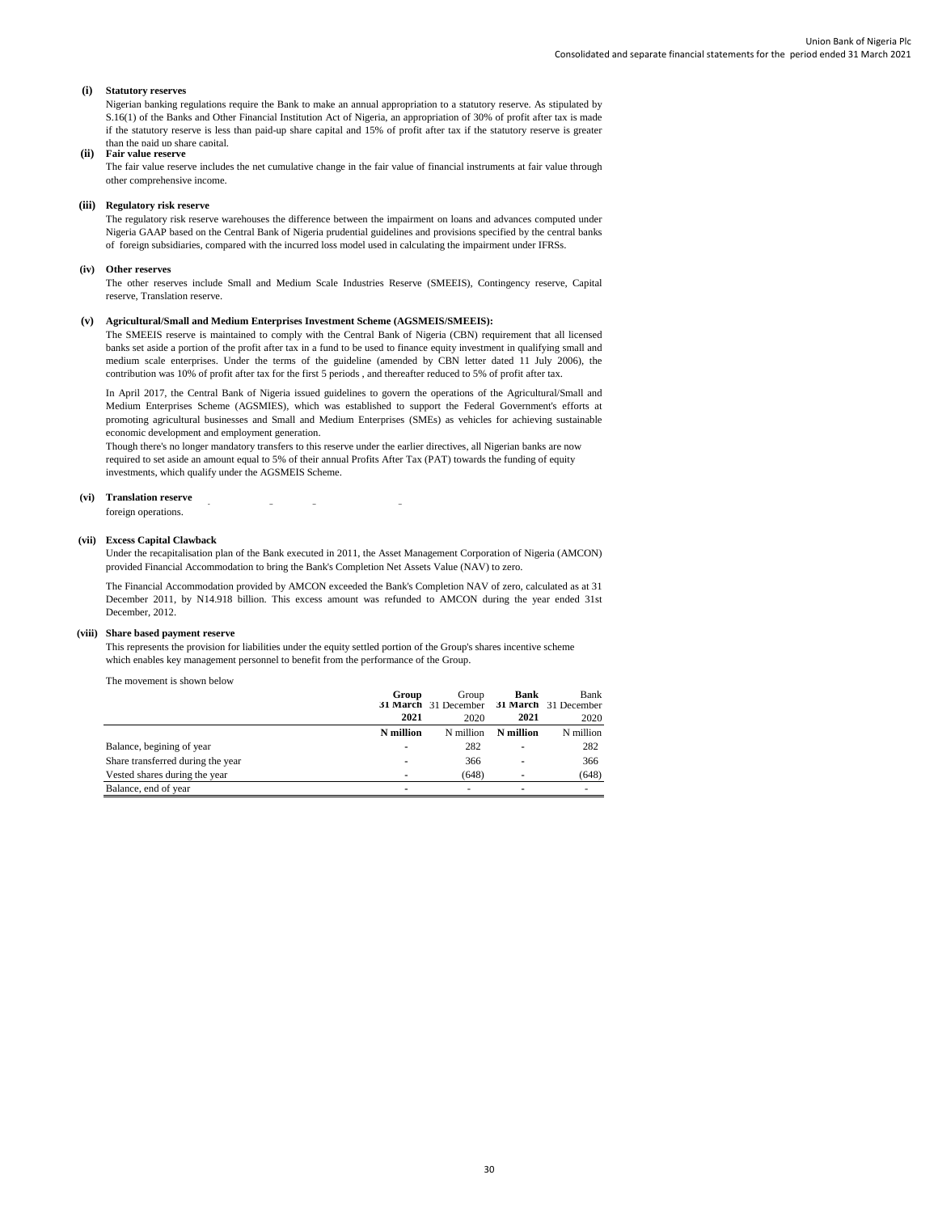**(i) Statutory reserves**

Nigerian banking regulations require the Bank to make an annual appropriation to a statutory reserve. As stipulated by S.16(1) of the Banks and Other Financial Institution Act of Nigeria, an appropriation of 30% of profit after tax is made if the statutory reserve is less than paid-up share capital and 15% of profit after tax if the statutory reserve is greater than the paid up share capital.

**(ii) Fair value reserve**

The fair value reserve includes the net cumulative change in the fair value of financial instruments at fair value through other comprehensive income.

**(iii) Regulatory risk reserve**

The regulatory risk reserve warehouses the difference between the impairment on loans and advances computed under Nigeria GAAP based on the Central Bank of Nigeria prudential guidelines and provisions specified by the central banks of foreign subsidiaries, compared with the incurred loss model used in calculating the impairment under IFRSs.

**(iv) Other reserves**

The other reserves include Small and Medium Scale Industries Reserve (SMEEIS), Contingency reserve, Capital reserve, Translation reserve.

**(v) Agricultural/Small and Medium Enterprises Investment Scheme (AGSMEIS/SMEEIS):**

The SMEEIS reserve is maintained to comply with the Central Bank of Nigeria (CBN) requirement that all licensed banks set aside a portion of the profit after tax in a fund to be used to finance equity investment in qualifying small and medium scale enterprises. Under the terms of the guideline (amended by CBN letter dated 11 July 2006), the contribution was 10% of profit after tax for the first 5 periods , and thereafter reduced to 5% of profit after tax.

In April 2017, the Central Bank of Nigeria issued guidelines to govern the operations of the Agricultural/Small and Medium Enterprises Scheme (AGSMIES), which was established to support the Federal Government's efforts at promoting agricultural businesses and Small and Medium Enterprises (SMEs) as vehicles for achieving sustainable economic development and employment generation.

Though there's no longer mandatory transfers to this reserve under the earlier directives, all Nigerian banks are now required to set aside an amount equal to 5% of their annual Profits After Tax (PAT) towards the funding of equity investments, which qualify under the AGSMEIS Scheme.

**(vi) Translation reserve**

foreign operations.

**(vii) Excess Capital Clawback**

Under the recapitalisation plan of the Bank executed in 2011, the Asset Management Corporation of Nigeria (AMCON) provided Financial Accommodation to bring the Bank's Completion Net Assets Value (NAV) to zero.

The Financial Accommodation provided by AMCON exceeded the Bank's Completion NAV of zero, calculated as at 31 December 2011, by N14.918 billion. This excess amount was refunded to AMCON during the year ended 31st December, 2012.

**(viii) Share based payment reserve**

This represents the provision for liabilities under the equity settled portion of the Group's shares incentive scheme which enables key management personnel to benefit from the performance of the Group.

The movement is shown below

| | **Group 31 March 2021** | Group 31 December 2020 | **Bank 31 March 2021** | Bank 31 December 2020 |
|---|---|---|---|---|
| | **N million** | N million | **N million** | N million |
| Balance, begining of year | - | 282 | - | 282 |
| Share transferred during the year | - | 366 | - | 366 |
| Vested shares during the year | - | (648) | - | (648) |
| Balance, end of year | - | - | - | - |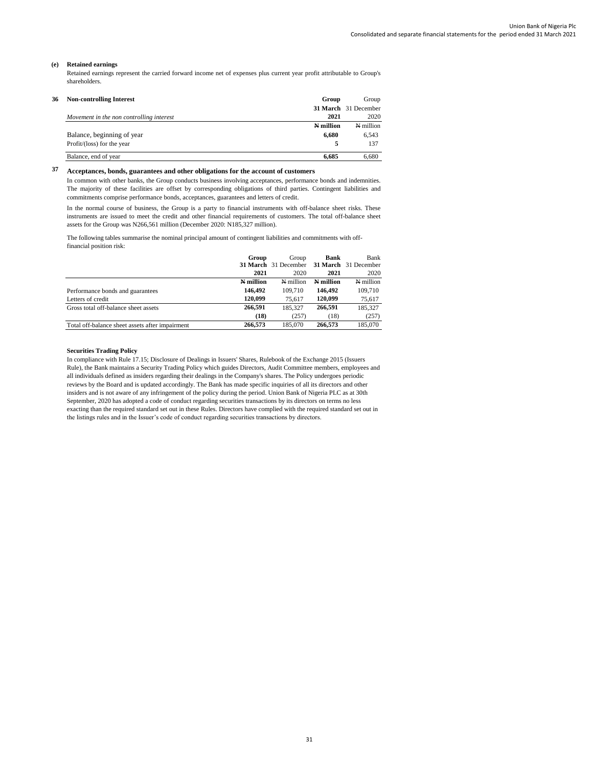**(e) Retained earnings**

Retained earnings represent the carried forward income net of expenses plus current year profit attributable to Group's shareholders.

**36 Non-controlling Interest**

| *Movement in the non controlling interest* | **Group 31 March 2021** | Group 31 December 2020 |
|---|---|---|
| | **₦ million** | ₦ million |
| Balance, beginning of year | **6,680** | 6,543 |
| Profit/(loss) for the year | **5** | 137 |
| Balance, end of year | **6,685** | 6,680 |

**37 Acceptances, bonds, guarantees and other obligations for the account of customers**

In common with other banks, the Group conducts business involving acceptances, performance bonds and indemnities. The majority of these facilities are offset by corresponding obligations of third parties. Contingent liabilities and commitments comprise performance bonds, acceptances, guarantees and letters of credit.

In the normal course of business, the Group is a party to financial instruments with off-balance sheet risks. These instruments are issued to meet the credit and other financial requirements of customers. The total off-balance sheet assets for the Group was N266,561 million (December 2020: N185,327 million).

The following tables summarise the nominal principal amount of contingent liabilities and commitments with off-financial position risk:

| | **Group 31 March 2021** | Group 31 December 2020 | **Bank 31 March 2021** | Bank 31 December 2020 |
|---|---|---|---|---|
| | **₦ million** | ₦ million | **₦ million** | ₦ million |
| Performance bonds and guarantees | **146,492** | 109,710 | **146,492** | 109,710 |
| Letters of credit | **120,099** | 75,617 | **120,099** | 75,617 |
| Gross total off-balance sheet assets | **266,591** | 185,327 | **266,591** | 185,327 |
| | **(18)** | (257) | (18) | (257) |
| Total off-balance sheet assets after impairment | **266,573** | 185,070 | **266,573** | 185,070 |

**Securities Trading Policy**

In compliance with Rule 17.15; Disclosure of Dealings in Issuers' Shares, Rulebook of the Exchange 2015 (Issuers Rule), the Bank maintains a Security Trading Policy which guides Directors, Audit Committee members, employees and all individuals defined as insiders regarding their dealings in the Company's shares. The Policy undergoes periodic reviews by the Board and is updated accordingly. The Bank has made specific inquiries of all its directors and other insiders and is not aware of any infringement of the policy during the period. Union Bank of Nigeria PLC as at 30th September, 2020 has adopted a code of conduct regarding securities transactions by its directors on terms no less exacting than the required standard set out in these Rules. Directors have complied with the required standard set out in the listings rules and in the Issuer's code of conduct regarding securities transactions by directors.